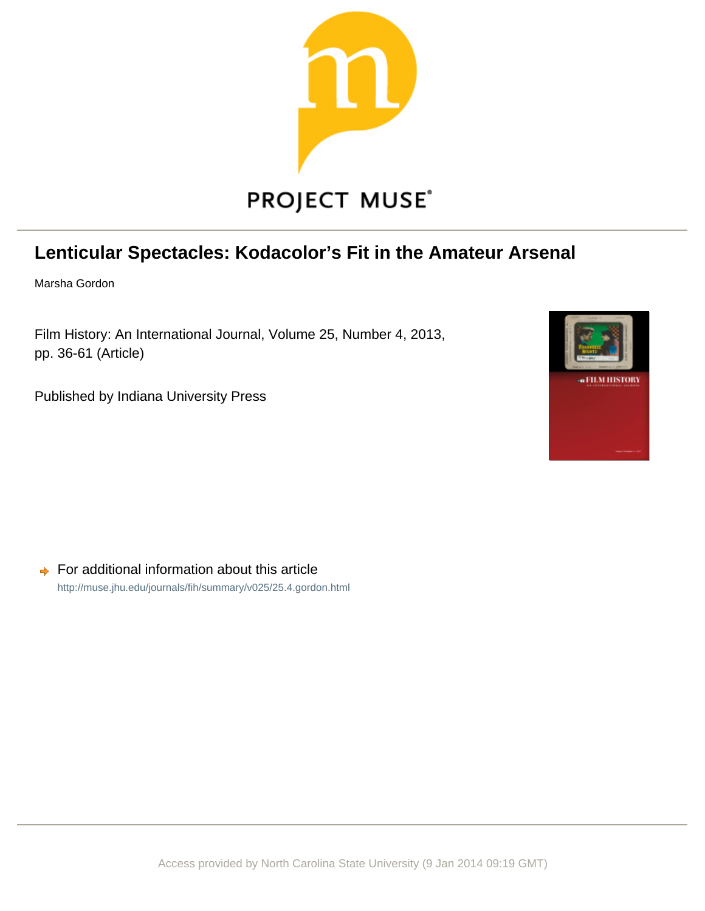PROJECT MUSE®

# Lenticular Spectacles: Kodacolor's Fit in the Amateur Arsenal

Marsha Gordon

Film History: An International Journal, Volume 25, Number 4, 2013, pp. 36-61 (Article)

Published by Indiana University Press

For additional information about this article

http://muse.jhu.edu/journals/fih/summary/v025/25.4.gordon.html

Access provided by North Carolina State University (9 Jan 2014 09:19 GMT)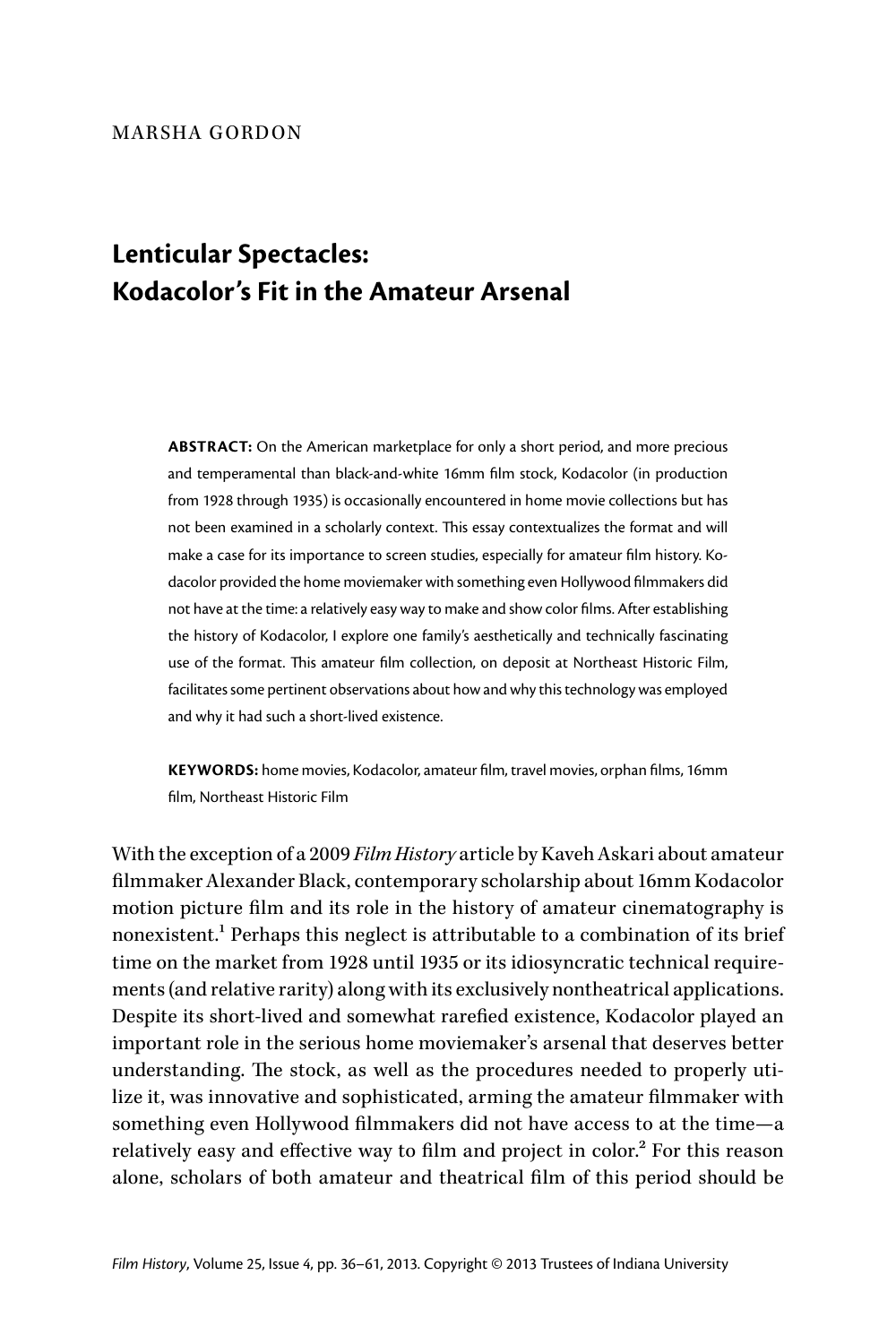MARSHA GORDON

# Lenticular Spectacles: Kodacolor's Fit in the Amateur Arsenal

**ABSTRACT:** On the American marketplace for only a short period, and more precious and temperamental than black-and-white 16mm film stock, Kodacolor (in production from 1928 through 1935) is occasionally encountered in home movie collections but has not been examined in a scholarly context. This essay contextualizes the format and will make a case for its importance to screen studies, especially for amateur film history. Kodacolor provided the home moviemaker with something even Hollywood filmmakers did not have at the time: a relatively easy way to make and show color films. After establishing the history of Kodacolor, I explore one family's aesthetically and technically fascinating use of the format. This amateur film collection, on deposit at Northeast Historic Film, facilitates some pertinent observations about how and why this technology was employed and why it had such a short-lived existence.

**KEYWORDS:** home movies, Kodacolor, amateur film, travel movies, orphan films, 16mm film, Northeast Historic Film

With the exception of a 2009 *Film History* article by Kaveh Askari about amateur filmmaker Alexander Black, contemporary scholarship about 16mm Kodacolor motion picture film and its role in the history of amateur cinematography is nonexistent.[1] Perhaps this neglect is attributable to a combination of its brief time on the market from 1928 until 1935 or its idiosyncratic technical requirements (and relative rarity) along with its exclusively nontheatrical applications. Despite its short-lived and somewhat rarefied existence, Kodacolor played an important role in the serious home moviemaker's arsenal that deserves better understanding. The stock, as well as the procedures needed to properly utilize it, was innovative and sophisticated, arming the amateur filmmaker with something even Hollywood filmmakers did not have access to at the time—a relatively easy and effective way to film and project in color.[2] For this reason alone, scholars of both amateur and theatrical film of this period should be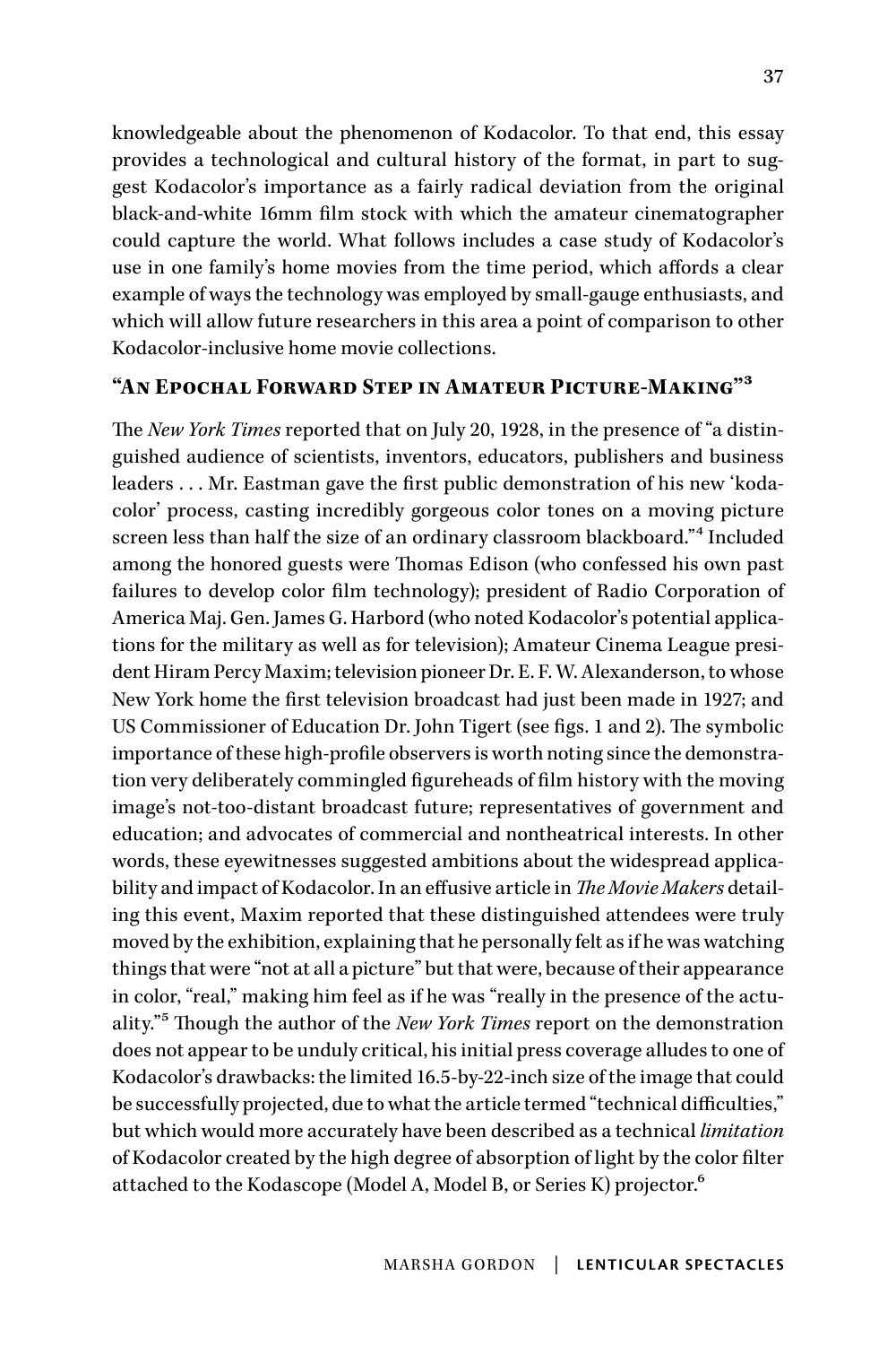knowledgeable about the phenomenon of Kodacolor. To that end, this essay provides a technological and cultural history of the format, in part to suggest Kodacolor's importance as a fairly radical deviation from the original black-and-white 16mm film stock with which the amateur cinematographer could capture the world. What follows includes a case study of Kodacolor's use in one family's home movies from the time period, which affords a clear example of ways the technology was employed by small-gauge enthusiasts, and which will allow future researchers in this area a point of comparison to other Kodacolor-inclusive home movie collections.

## "An Epochal Forward Step in Amateur Picture-Making"[3]

The *New York Times* reported that on July 20, 1928, in the presence of "a distinguished audience of scientists, inventors, educators, publishers and business leaders . . . Mr. Eastman gave the first public demonstration of his new 'kodacolor' process, casting incredibly gorgeous color tones on a moving picture screen less than half the size of an ordinary classroom blackboard."[4] Included among the honored guests were Thomas Edison (who confessed his own past failures to develop color film technology); president of Radio Corporation of America Maj. Gen. James G. Harbord (who noted Kodacolor's potential applications for the military as well as for television); Amateur Cinema League president Hiram Percy Maxim; television pioneer Dr. E. F. W. Alexanderson, to whose New York home the first television broadcast had just been made in 1927; and US Commissioner of Education Dr. John Tigert (see figs. 1 and 2). The symbolic importance of these high-profile observers is worth noting since the demonstration very deliberately commingled figureheads of film history with the moving image's not-too-distant broadcast future; representatives of government and education; and advocates of commercial and nontheatrical interests. In other words, these eyewitnesses suggested ambitions about the widespread applicability and impact of Kodacolor. In an effusive article in *The Movie Makers* detailing this event, Maxim reported that these distinguished attendees were truly moved by the exhibition, explaining that he personally felt as if he was watching things that were "not at all a picture" but that were, because of their appearance in color, "real," making him feel as if he was "really in the presence of the actuality."[5] Though the author of the *New York Times* report on the demonstration does not appear to be unduly critical, his initial press coverage alludes to one of Kodacolor's drawbacks: the limited 16.5-by-22-inch size of the image that could be successfully projected, due to what the article termed "technical difficulties," but which would more accurately have been described as a technical *limitation* of Kodacolor created by the high degree of absorption of light by the color filter attached to the Kodascope (Model A, Model B, or Series K) projector.[6]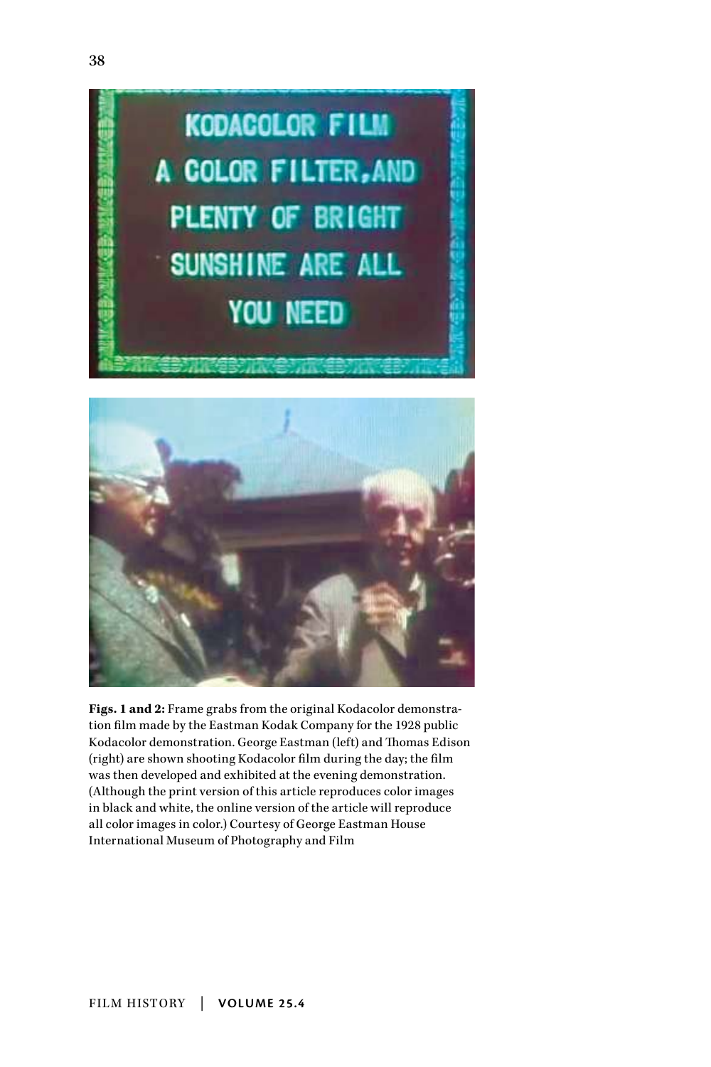**Figs. 1 and 2:** Frame grabs from the original Kodacolor demonstration film made by the Eastman Kodak Company for the 1928 public Kodacolor demonstration. George Eastman (left) and Thomas Edison (right) are shown shooting Kodacolor film during the day; the film was then developed and exhibited at the evening demonstration. (Although the print version of this article reproduces color images in black and white, the online version of the article will reproduce all color images in color.) Courtesy of George Eastman House International Museum of Photography and Film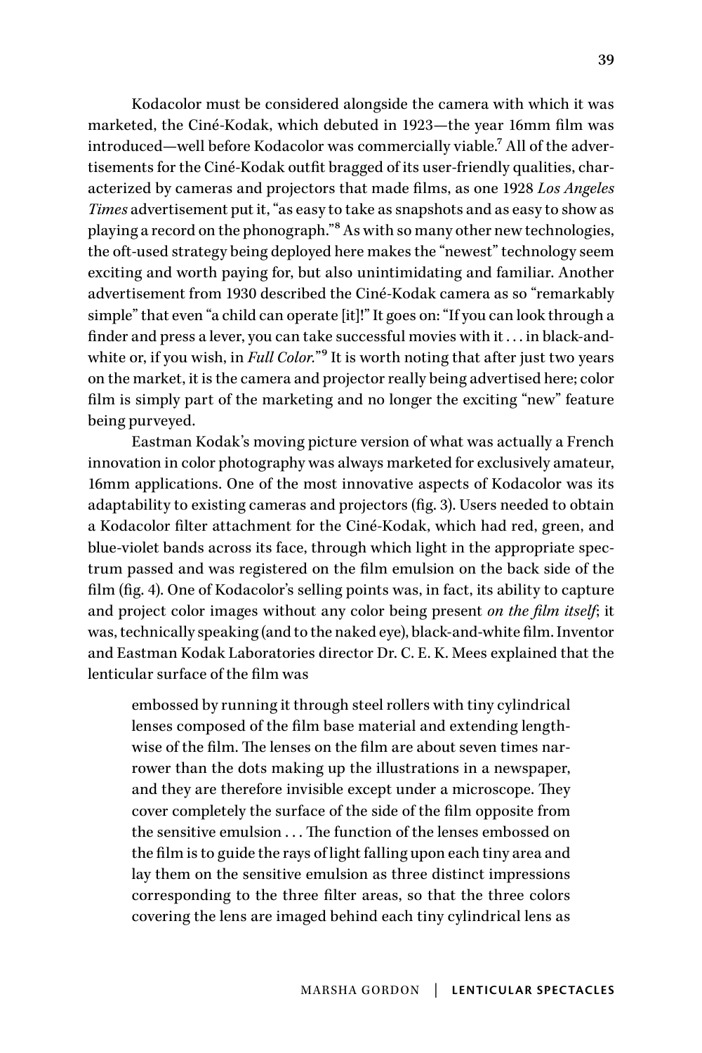Kodacolor must be considered alongside the camera with which it was marketed, the Ciné-Kodak, which debuted in 1923—the year 16mm film was introduced—well before Kodacolor was commercially viable.[7] All of the advertisements for the Ciné-Kodak outfit bragged of its user-friendly qualities, characterized by cameras and projectors that made films, as one 1928 *Los Angeles Times* advertisement put it, "as easy to take as snapshots and as easy to show as playing a record on the phonograph."[8] As with so many other new technologies, the oft-used strategy being deployed here makes the "newest" technology seem exciting and worth paying for, but also unintimidating and familiar. Another advertisement from 1930 described the Ciné-Kodak camera as so "remarkably simple" that even "a child can operate [it]!" It goes on: "If you can look through a finder and press a lever, you can take successful movies with it . . . in black-and-white or, if you wish, in *Full Color*."[9] It is worth noting that after just two years on the market, it is the camera and projector really being advertised here; color film is simply part of the marketing and no longer the exciting "new" feature being purveyed.

Eastman Kodak's moving picture version of what was actually a French innovation in color photography was always marketed for exclusively amateur, 16mm applications. One of the most innovative aspects of Kodacolor was its adaptability to existing cameras and projectors (fig. 3). Users needed to obtain a Kodacolor filter attachment for the Ciné-Kodak, which had red, green, and blue-violet bands across its face, through which light in the appropriate spectrum passed and was registered on the film emulsion on the back side of the film (fig. 4). One of Kodacolor's selling points was, in fact, its ability to capture and project color images without any color being present *on the film itself*; it was, technically speaking (and to the naked eye), black-and-white film. Inventor and Eastman Kodak Laboratories director Dr. C. E. K. Mees explained that the lenticular surface of the film was

> embossed by running it through steel rollers with tiny cylindrical lenses composed of the film base material and extending lengthwise of the film. The lenses on the film are about seven times narrower than the dots making up the illustrations in a newspaper, and they are therefore invisible except under a microscope. They cover completely the surface of the side of the film opposite from the sensitive emulsion . . . The function of the lenses embossed on the film is to guide the rays of light falling upon each tiny area and lay them on the sensitive emulsion as three distinct impressions corresponding to the three filter areas, so that the three colors covering the lens are imaged behind each tiny cylindrical lens as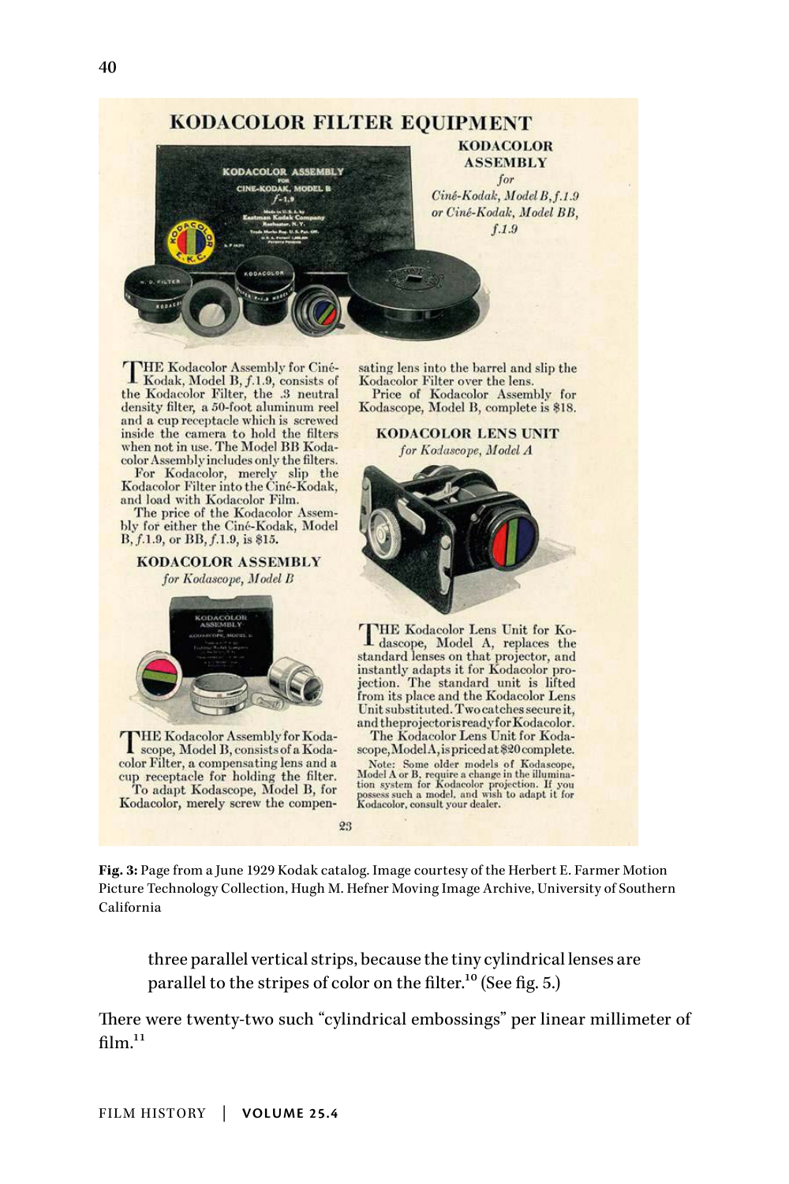**Fig. 3:** Page from a June 1929 Kodak catalog. Image courtesy of the Herbert E. Farmer Motion Picture Technology Collection, Hugh M. Hefner Moving Image Archive, University of Southern California

> three parallel vertical strips, because the tiny cylindrical lenses are parallel to the stripes of color on the filter.[10] (See fig. 5.)

There were twenty-two such "cylindrical embossings" per linear millimeter of film.[11]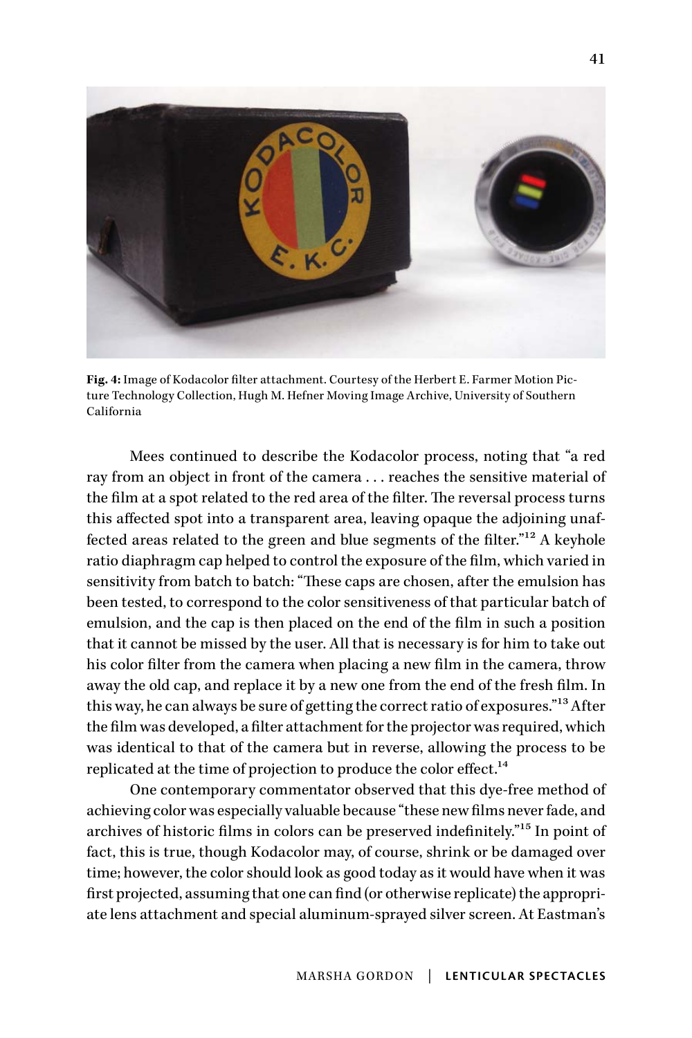**Fig. 4:** Image of Kodacolor filter attachment. Courtesy of the Herbert E. Farmer Motion Picture Technology Collection, Hugh M. Hefner Moving Image Archive, University of Southern California

Mees continued to describe the Kodacolor process, noting that "a red ray from an object in front of the camera . . . reaches the sensitive material of the film at a spot related to the red area of the filter. The reversal process turns this affected spot into a transparent area, leaving opaque the adjoining unaffected areas related to the green and blue segments of the filter."[12] A keyhole ratio diaphragm cap helped to control the exposure of the film, which varied in sensitivity from batch to batch: "These caps are chosen, after the emulsion has been tested, to correspond to the color sensitiveness of that particular batch of emulsion, and the cap is then placed on the end of the film in such a position that it cannot be missed by the user. All that is necessary is for him to take out his color filter from the camera when placing a new film in the camera, throw away the old cap, and replace it by a new one from the end of the fresh film. In this way, he can always be sure of getting the correct ratio of exposures."[13] After the film was developed, a filter attachment for the projector was required, which was identical to that of the camera but in reverse, allowing the process to be replicated at the time of projection to produce the color effect.[14]

One contemporary commentator observed that this dye-free method of achieving color was especially valuable because "these new films never fade, and archives of historic films in colors can be preserved indefinitely."[15] In point of fact, this is true, though Kodacolor may, of course, shrink or be damaged over time; however, the color should look as good today as it would have when it was first projected, assuming that one can find (or otherwise replicate) the appropriate lens attachment and special aluminum-sprayed silver screen. At Eastman's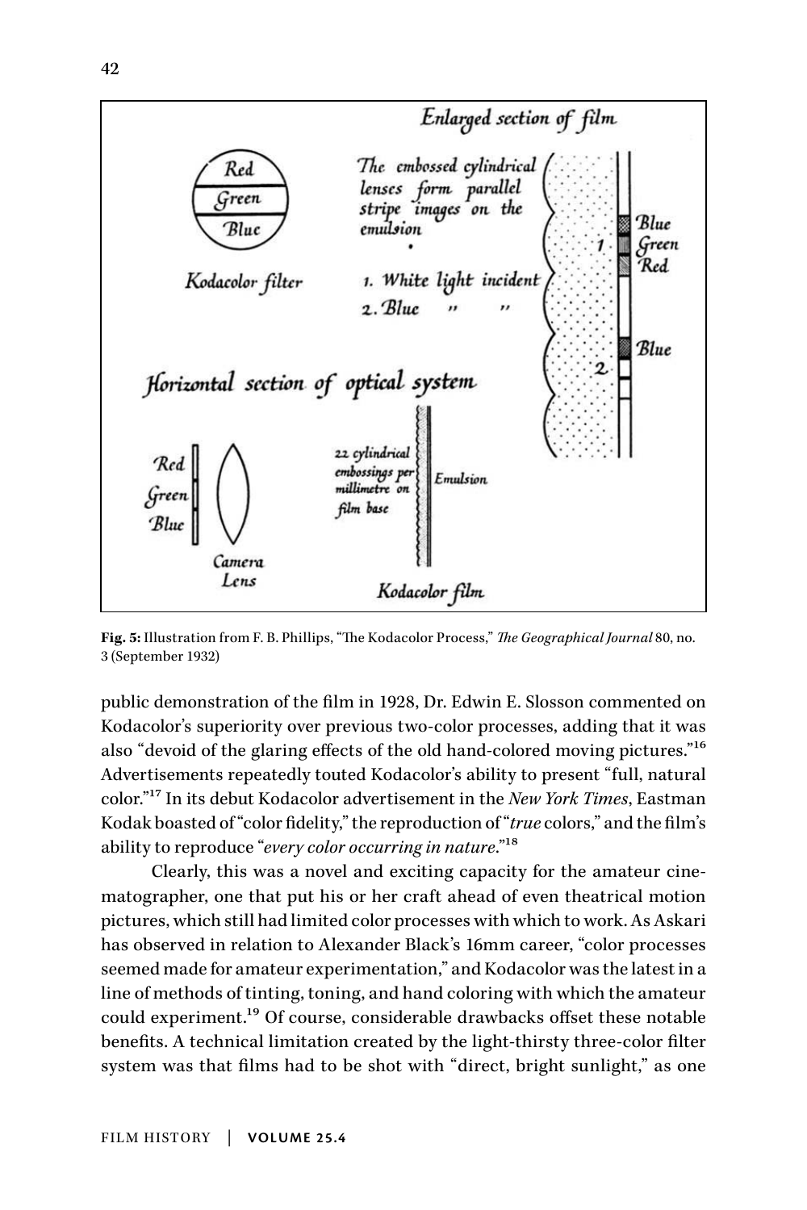**Fig. 5:** Illustration from F. B. Phillips, "The Kodacolor Process," *The Geographical Journal* 80, no. 3 (September 1932)

public demonstration of the film in 1928, Dr. Edwin E. Slosson commented on Kodacolor's superiority over previous two-color processes, adding that it was also "devoid of the glaring effects of the old hand-colored moving pictures."[16] Advertisements repeatedly touted Kodacolor's ability to present "full, natural color."[17] In its debut Kodacolor advertisement in the *New York Times*, Eastman Kodak boasted of "color fidelity," the reproduction of "*true* colors," and the film's ability to reproduce "*every color occurring in nature*."[18]

Clearly, this was a novel and exciting capacity for the amateur cinematographer, one that put his or her craft ahead of even theatrical motion pictures, which still had limited color processes with which to work. As Askari has observed in relation to Alexander Black's 16mm career, "color processes seemed made for amateur experimentation," and Kodacolor was the latest in a line of methods of tinting, toning, and hand coloring with which the amateur could experiment.[19] Of course, considerable drawbacks offset these notable benefits. A technical limitation created by the light-thirsty three-color filter system was that films had to be shot with "direct, bright sunlight," as one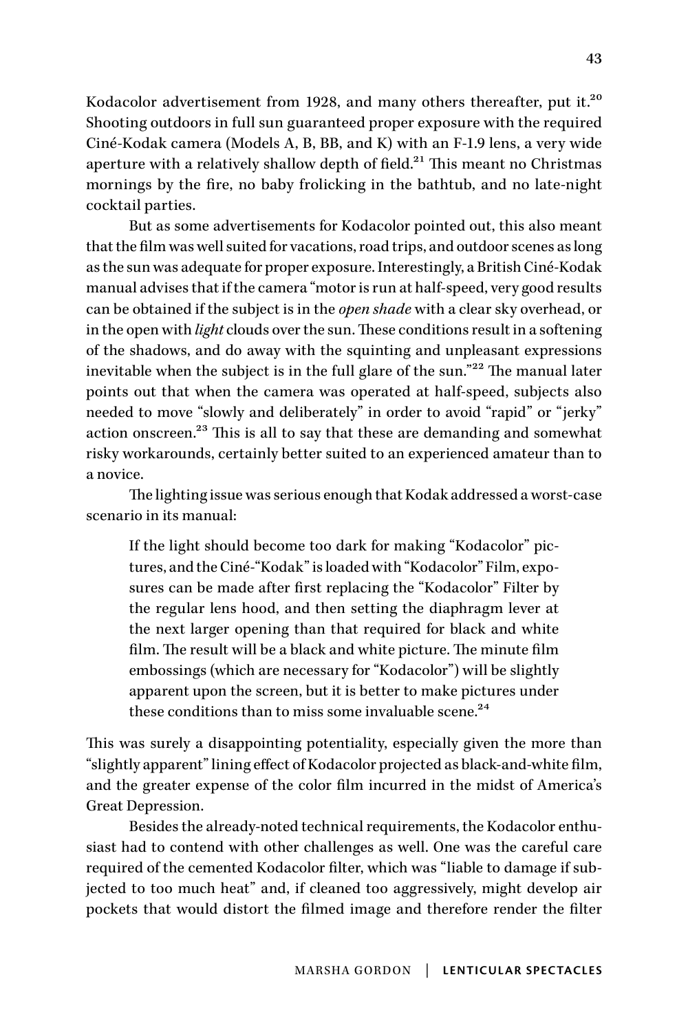Kodacolor advertisement from 1928, and many others thereafter, put it.[20] Shooting outdoors in full sun guaranteed proper exposure with the required Ciné-Kodak camera (Models A, B, BB, and K) with an F-1.9 lens, a very wide aperture with a relatively shallow depth of field.[21] This meant no Christmas mornings by the fire, no baby frolicking in the bathtub, and no late-night cocktail parties.

But as some advertisements for Kodacolor pointed out, this also meant that the film was well suited for vacations, road trips, and outdoor scenes as long as the sun was adequate for proper exposure. Interestingly, a British Ciné-Kodak manual advises that if the camera "motor is run at half-speed, very good results can be obtained if the subject is in the *open shade* with a clear sky overhead, or in the open with *light* clouds over the sun. These conditions result in a softening of the shadows, and do away with the squinting and unpleasant expressions inevitable when the subject is in the full glare of the sun."[22] The manual later points out that when the camera was operated at half-speed, subjects also needed to move "slowly and deliberately" in order to avoid "rapid" or "jerky" action onscreen.[23] This is all to say that these are demanding and somewhat risky workarounds, certainly better suited to an experienced amateur than to a novice.

The lighting issue was serious enough that Kodak addressed a worst-case scenario in its manual:

> If the light should become too dark for making "Kodacolor" pictures, and the Ciné-"Kodak" is loaded with "Kodacolor" Film, exposures can be made after first replacing the "Kodacolor" Filter by the regular lens hood, and then setting the diaphragm lever at the next larger opening than that required for black and white film. The result will be a black and white picture. The minute film embossings (which are necessary for "Kodacolor") will be slightly apparent upon the screen, but it is better to make pictures under these conditions than to miss some invaluable scene.[24]

This was surely a disappointing potentiality, especially given the more than "slightly apparent" lining effect of Kodacolor projected as black-and-white film, and the greater expense of the color film incurred in the midst of America's Great Depression.

Besides the already-noted technical requirements, the Kodacolor enthusiast had to contend with other challenges as well. One was the careful care required of the cemented Kodacolor filter, which was "liable to damage if subjected to too much heat" and, if cleaned too aggressively, might develop air pockets that would distort the filmed image and therefore render the filter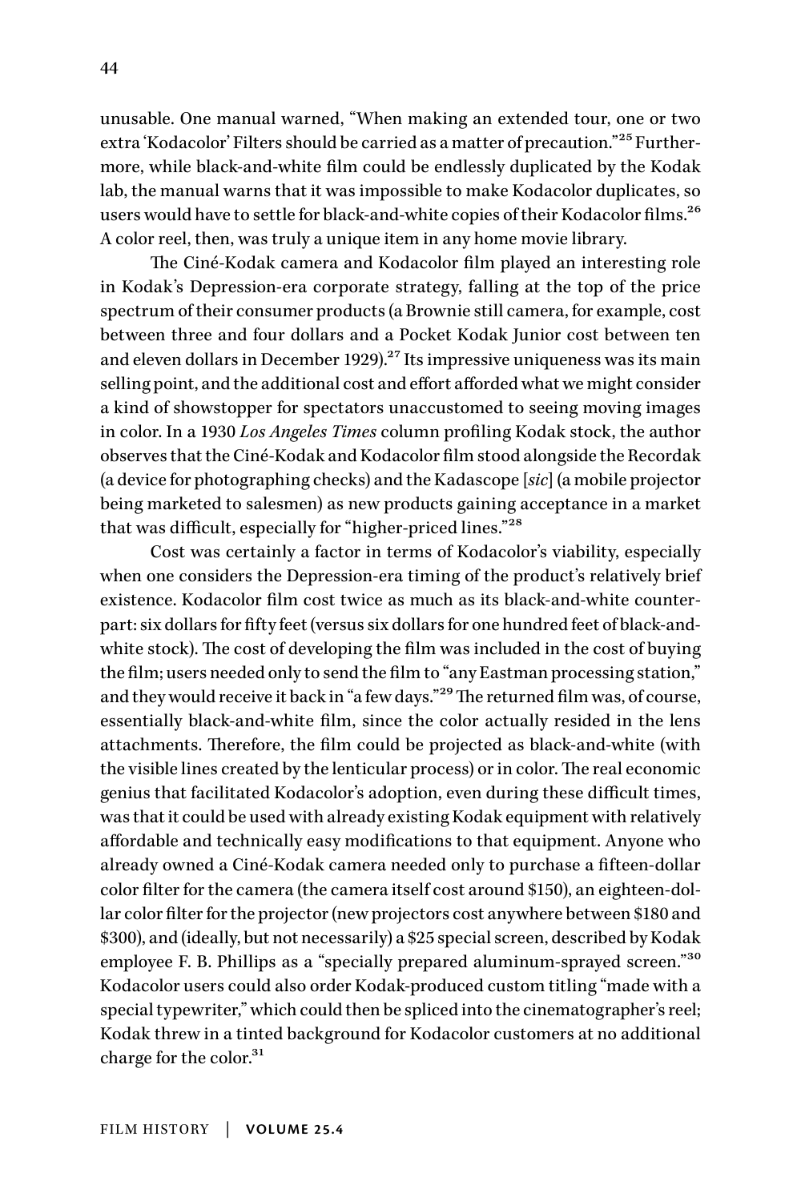unusable. One manual warned, "When making an extended tour, one or two extra 'Kodacolor' Filters should be carried as a matter of precaution."[25] Furthermore, while black-and-white film could be endlessly duplicated by the Kodak lab, the manual warns that it was impossible to make Kodacolor duplicates, so users would have to settle for black-and-white copies of their Kodacolor films.[26] A color reel, then, was truly a unique item in any home movie library.

The Ciné-Kodak camera and Kodacolor film played an interesting role in Kodak's Depression-era corporate strategy, falling at the top of the price spectrum of their consumer products (a Brownie still camera, for example, cost between three and four dollars and a Pocket Kodak Junior cost between ten and eleven dollars in December 1929).[27] Its impressive uniqueness was its main selling point, and the additional cost and effort afforded what we might consider a kind of showstopper for spectators unaccustomed to seeing moving images in color. In a 1930 *Los Angeles Times* column profiling Kodak stock, the author observes that the Ciné-Kodak and Kodacolor film stood alongside the Recordak (a device for photographing checks) and the Kadascope [*sic*] (a mobile projector being marketed to salesmen) as new products gaining acceptance in a market that was difficult, especially for "higher-priced lines."[28]

Cost was certainly a factor in terms of Kodacolor's viability, especially when one considers the Depression-era timing of the product's relatively brief existence. Kodacolor film cost twice as much as its black-and-white counterpart: six dollars for fifty feet (versus six dollars for one hundred feet of black-and-white stock). The cost of developing the film was included in the cost of buying the film; users needed only to send the film to "any Eastman processing station," and they would receive it back in "a few days."[29] The returned film was, of course, essentially black-and-white film, since the color actually resided in the lens attachments. Therefore, the film could be projected as black-and-white (with the visible lines created by the lenticular process) or in color. The real economic genius that facilitated Kodacolor's adoption, even during these difficult times, was that it could be used with already existing Kodak equipment with relatively affordable and technically easy modifications to that equipment. Anyone who already owned a Ciné-Kodak camera needed only to purchase a fifteen-dollar color filter for the camera (the camera itself cost around $150), an eighteen-dollar color filter for the projector (new projectors cost anywhere between $180 and $300), and (ideally, but not necessarily) a $25 special screen, described by Kodak employee F. B. Phillips as a "specially prepared aluminum-sprayed screen."[30] Kodacolor users could also order Kodak-produced custom titling "made with a special typewriter," which could then be spliced into the cinematographer's reel; Kodak threw in a tinted background for Kodacolor customers at no additional charge for the color.[31]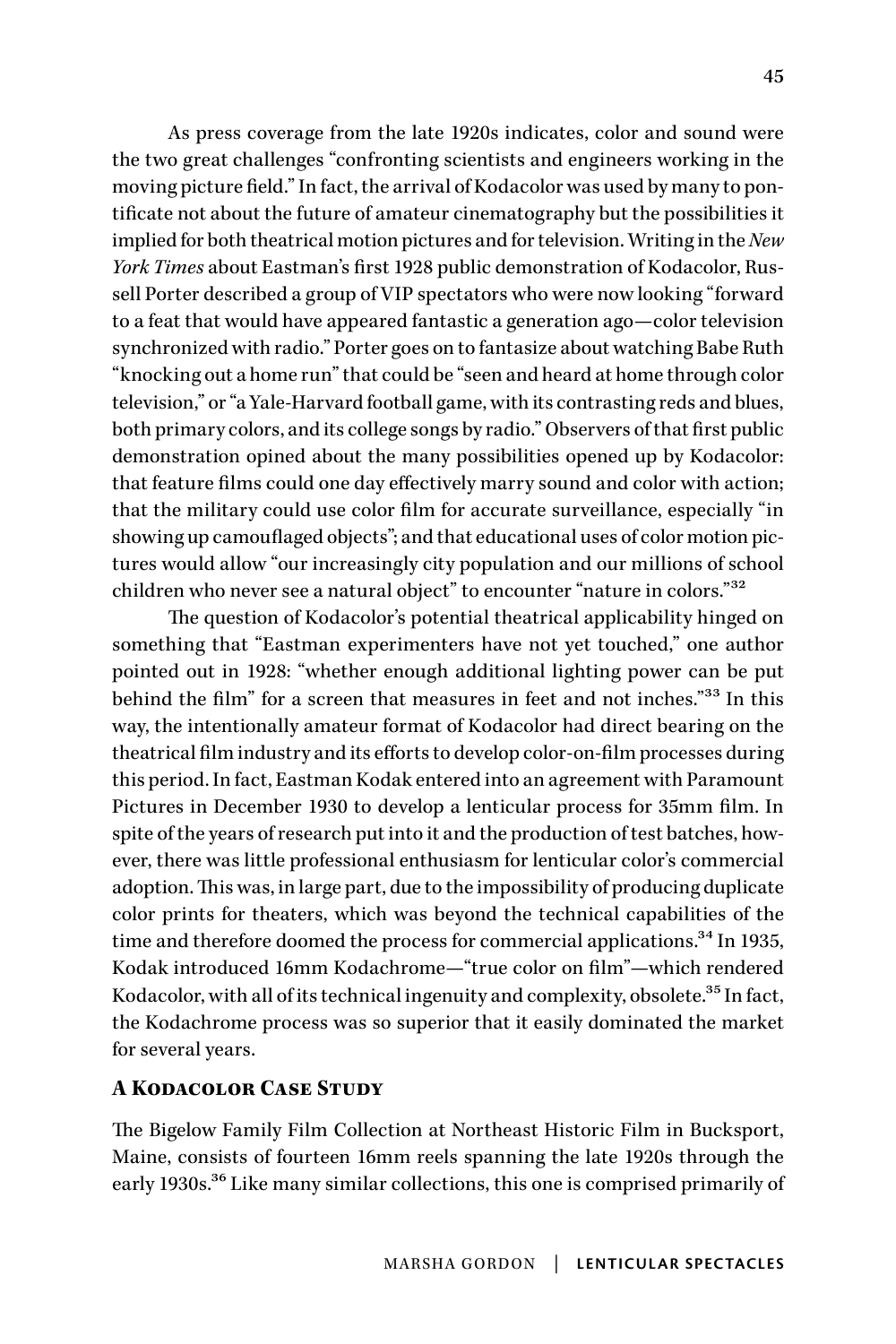As press coverage from the late 1920s indicates, color and sound were the two great challenges "confronting scientists and engineers working in the moving picture field." In fact, the arrival of Kodacolor was used by many to pontificate not about the future of amateur cinematography but the possibilities it implied for both theatrical motion pictures and for television. Writing in the *New York Times* about Eastman's first 1928 public demonstration of Kodacolor, Russell Porter described a group of VIP spectators who were now looking "forward to a feat that would have appeared fantastic a generation ago—color television synchronized with radio." Porter goes on to fantasize about watching Babe Ruth "knocking out a home run" that could be "seen and heard at home through color television," or "a Yale-Harvard football game, with its contrasting reds and blues, both primary colors, and its college songs by radio." Observers of that first public demonstration opined about the many possibilities opened up by Kodacolor: that feature films could one day effectively marry sound and color with action; that the military could use color film for accurate surveillance, especially "in showing up camouflaged objects"; and that educational uses of color motion pictures would allow "our increasingly city population and our millions of school children who never see a natural object" to encounter "nature in colors."[32]

The question of Kodacolor's potential theatrical applicability hinged on something that "Eastman experimenters have not yet touched," one author pointed out in 1928: "whether enough additional lighting power can be put behind the film" for a screen that measures in feet and not inches."[33] In this way, the intentionally amateur format of Kodacolor had direct bearing on the theatrical film industry and its efforts to develop color-on-film processes during this period. In fact, Eastman Kodak entered into an agreement with Paramount Pictures in December 1930 to develop a lenticular process for 35mm film. In spite of the years of research put into it and the production of test batches, however, there was little professional enthusiasm for lenticular color's commercial adoption. This was, in large part, due to the impossibility of producing duplicate color prints for theaters, which was beyond the technical capabilities of the time and therefore doomed the process for commercial applications.[34] In 1935, Kodak introduced 16mm Kodachrome—"true color on film"—which rendered Kodacolor, with all of its technical ingenuity and complexity, obsolete.[35] In fact, the Kodachrome process was so superior that it easily dominated the market for several years.

## A Kodacolor Case Study

The Bigelow Family Film Collection at Northeast Historic Film in Bucksport, Maine, consists of fourteen 16mm reels spanning the late 1920s through the early 1930s.[36] Like many similar collections, this one is comprised primarily of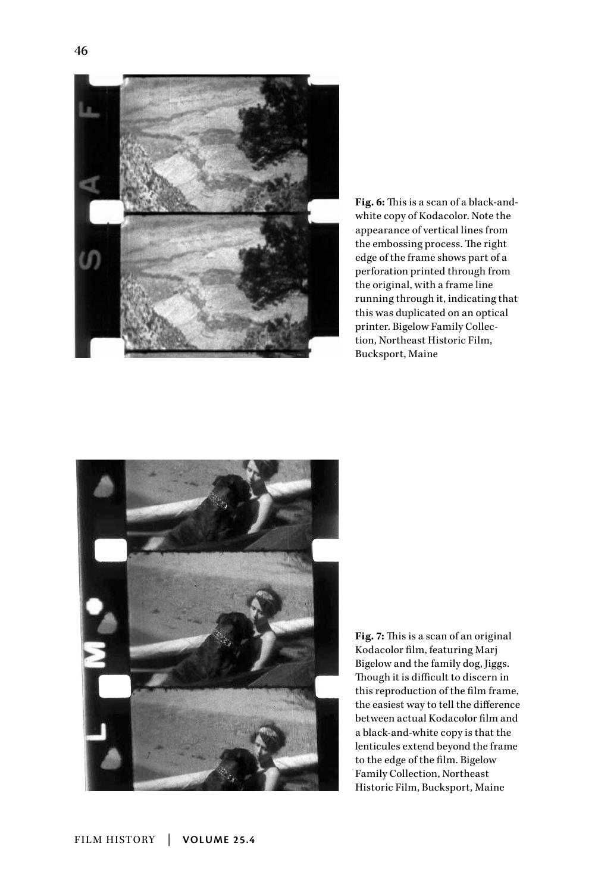**Fig. 6:** This is a scan of a black-and-white copy of Kodacolor. Note the appearance of vertical lines from the embossing process. The right edge of the frame shows part of a perforation printed through from the original, with a frame line running through it, indicating that this was duplicated on an optical printer. Bigelow Family Collection, Northeast Historic Film, Bucksport, Maine

**Fig. 7:** This is a scan of an original Kodacolor film, featuring Marj Bigelow and the family dog, Jiggs. Though it is difficult to discern in this reproduction of the film frame, the easiest way to tell the difference between actual Kodacolor film and a black-and-white copy is that the lenticules extend beyond the frame to the edge of the film. Bigelow Family Collection, Northeast Historic Film, Bucksport, Maine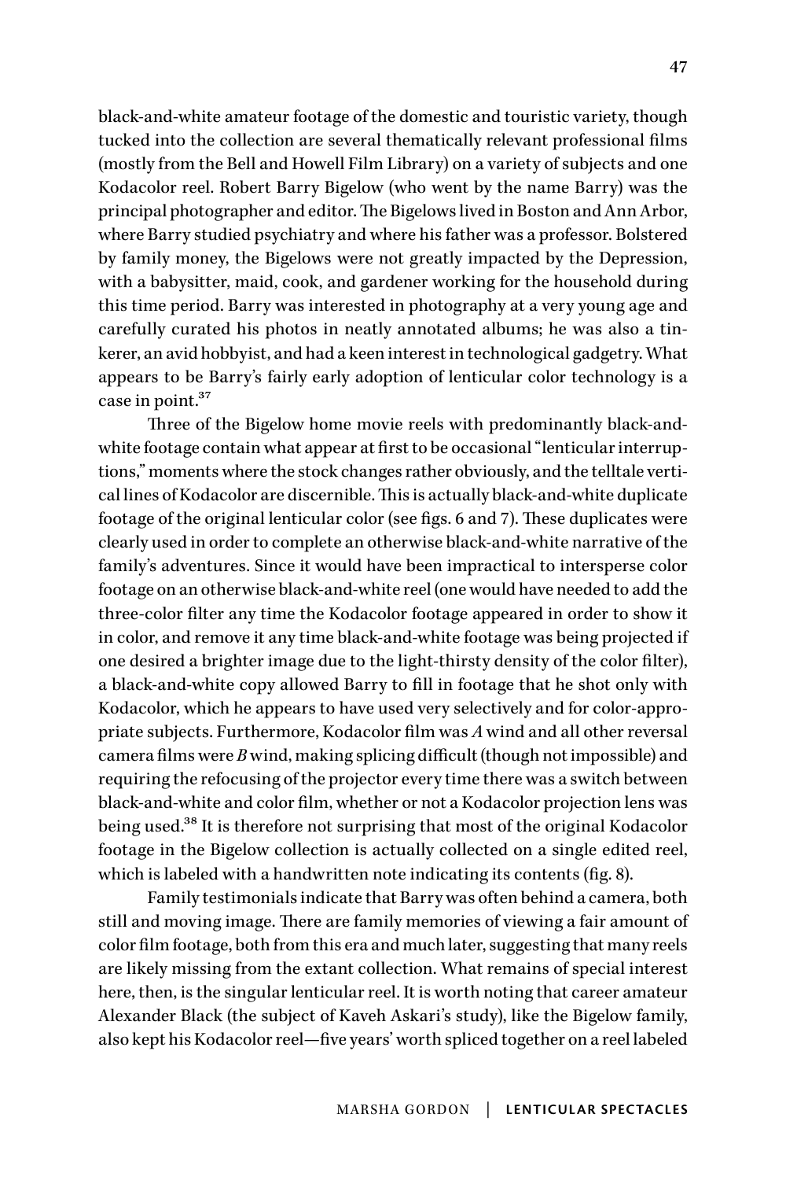black-and-white amateur footage of the domestic and touristic variety, though tucked into the collection are several thematically relevant professional films (mostly from the Bell and Howell Film Library) on a variety of subjects and one Kodacolor reel. Robert Barry Bigelow (who went by the name Barry) was the principal photographer and editor. The Bigelows lived in Boston and Ann Arbor, where Barry studied psychiatry and where his father was a professor. Bolstered by family money, the Bigelows were not greatly impacted by the Depression, with a babysitter, maid, cook, and gardener working for the household during this time period. Barry was interested in photography at a very young age and carefully curated his photos in neatly annotated albums; he was also a tinkerer, an avid hobbyist, and had a keen interest in technological gadgetry. What appears to be Barry's fairly early adoption of lenticular color technology is a case in point.[37]

Three of the Bigelow home movie reels with predominantly black-and-white footage contain what appear at first to be occasional "lenticular interruptions," moments where the stock changes rather obviously, and the telltale vertical lines of Kodacolor are discernible. This is actually black-and-white duplicate footage of the original lenticular color (see figs. 6 and 7). These duplicates were clearly used in order to complete an otherwise black-and-white narrative of the family's adventures. Since it would have been impractical to intersperse color footage on an otherwise black-and-white reel (one would have needed to add the three-color filter any time the Kodacolor footage appeared in order to show it in color, and remove it any time black-and-white footage was being projected if one desired a brighter image due to the light-thirsty density of the color filter), a black-and-white copy allowed Barry to fill in footage that he shot only with Kodacolor, which he appears to have used very selectively and for color-appropriate subjects. Furthermore, Kodacolor film was *A* wind and all other reversal camera films were *B* wind, making splicing difficult (though not impossible) and requiring the refocusing of the projector every time there was a switch between black-and-white and color film, whether or not a Kodacolor projection lens was being used.[38] It is therefore not surprising that most of the original Kodacolor footage in the Bigelow collection is actually collected on a single edited reel, which is labeled with a handwritten note indicating its contents (fig. 8).

Family testimonials indicate that Barry was often behind a camera, both still and moving image. There are family memories of viewing a fair amount of color film footage, both from this era and much later, suggesting that many reels are likely missing from the extant collection. What remains of special interest here, then, is the singular lenticular reel. It is worth noting that career amateur Alexander Black (the subject of Kaveh Askari's study), like the Bigelow family, also kept his Kodacolor reel—five years' worth spliced together on a reel labeled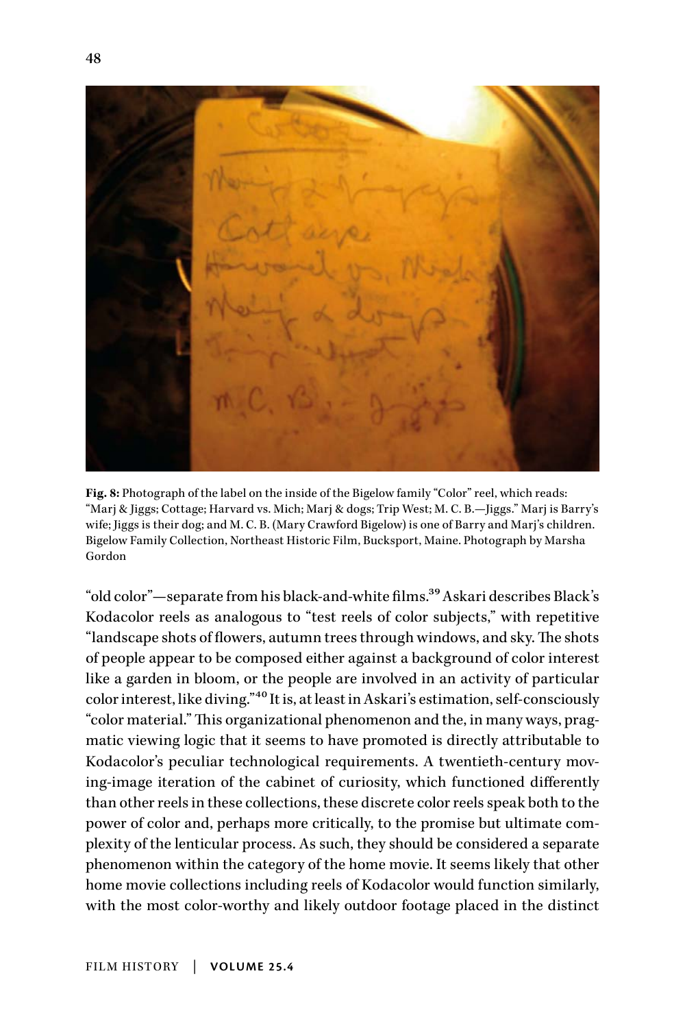Fig. 8: Photograph of the label on the inside of the Bigelow family "Color" reel, which reads: "Marj & Jiggs; Cottage; Harvard vs. Mich; Marj & dogs; Trip West; M. C. B.—Jiggs." Marj is Barry's wife; Jiggs is their dog; and M. C. B. (Mary Crawford Bigelow) is one of Barry and Marj's children. Bigelow Family Collection, Northeast Historic Film, Bucksport, Maine. Photograph by Marsha Gordon

"old color"—separate from his black-and-white films.[39] Askari describes Black's Kodacolor reels as analogous to "test reels of color subjects," with repetitive "landscape shots of flowers, autumn trees through windows, and sky. The shots of people appear to be composed either against a background of color interest like a garden in bloom, or the people are involved in an activity of particular color interest, like diving."[40] It is, at least in Askari's estimation, self-consciously "color material." This organizational phenomenon and the, in many ways, pragmatic viewing logic that it seems to have promoted is directly attributable to Kodacolor's peculiar technological requirements. A twentieth-century moving-image iteration of the cabinet of curiosity, which functioned differently than other reels in these collections, these discrete color reels speak both to the power of color and, perhaps more critically, to the promise but ultimate complexity of the lenticular process. As such, they should be considered a separate phenomenon within the category of the home movie. It seems likely that other home movie collections including reels of Kodacolor would function similarly, with the most color-worthy and likely outdoor footage placed in the distinct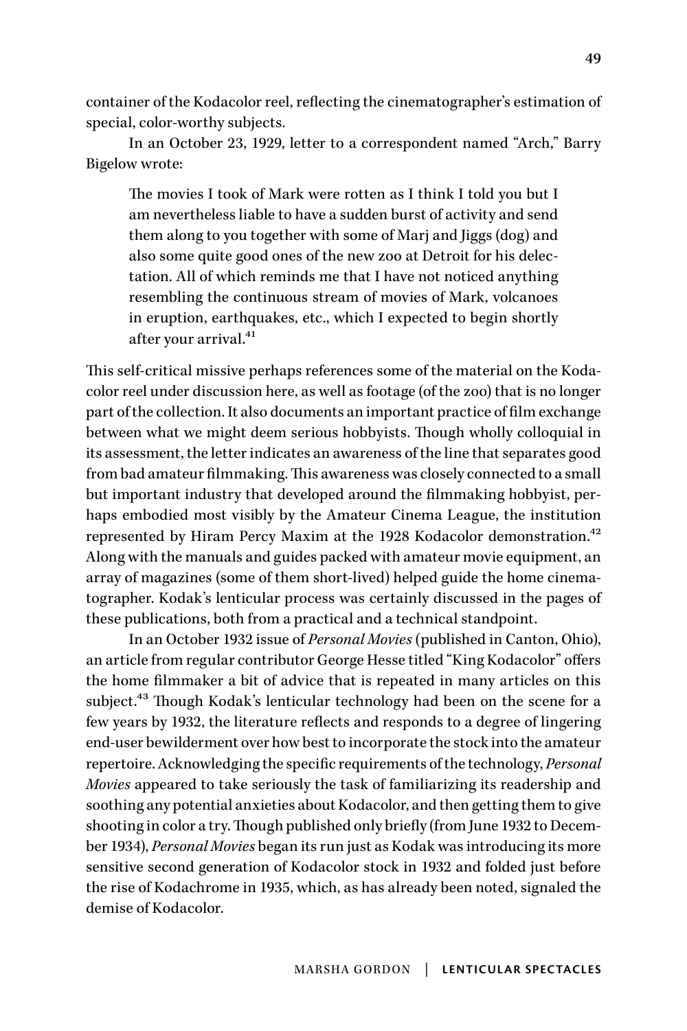container of the Kodacolor reel, reflecting the cinematographer's estimation of special, color-worthy subjects.

In an October 23, 1929, letter to a correspondent named "Arch," Barry Bigelow wrote:

> The movies I took of Mark were rotten as I think I told you but I am nevertheless liable to have a sudden burst of activity and send them along to you together with some of Marj and Jiggs (dog) and also some quite good ones of the new zoo at Detroit for his delectation. All of which reminds me that I have not noticed anything resembling the continuous stream of movies of Mark, volcanoes in eruption, earthquakes, etc., which I expected to begin shortly after your arrival.[41]

This self-critical missive perhaps references some of the material on the Kodacolor reel under discussion here, as well as footage (of the zoo) that is no longer part of the collection. It also documents an important practice of film exchange between what we might deem serious hobbyists. Though wholly colloquial in its assessment, the letter indicates an awareness of the line that separates good from bad amateur filmmaking. This awareness was closely connected to a small but important industry that developed around the filmmaking hobbyist, perhaps embodied most visibly by the Amateur Cinema League, the institution represented by Hiram Percy Maxim at the 1928 Kodacolor demonstration.[42] Along with the manuals and guides packed with amateur movie equipment, an array of magazines (some of them short-lived) helped guide the home cinematographer. Kodak's lenticular process was certainly discussed in the pages of these publications, both from a practical and a technical standpoint.

In an October 1932 issue of *Personal Movies* (published in Canton, Ohio), an article from regular contributor George Hesse titled "King Kodacolor" offers the home filmmaker a bit of advice that is repeated in many articles on this subject.[43] Though Kodak's lenticular technology had been on the scene for a few years by 1932, the literature reflects and responds to a degree of lingering end-user bewilderment over how best to incorporate the stock into the amateur repertoire. Acknowledging the specific requirements of the technology, *Personal Movies* appeared to take seriously the task of familiarizing its readership and soothing any potential anxieties about Kodacolor, and then getting them to give shooting in color a try. Though published only briefly (from June 1932 to December 1934), *Personal Movies* began its run just as Kodak was introducing its more sensitive second generation of Kodacolor stock in 1932 and folded just before the rise of Kodachrome in 1935, which, as has already been noted, signaled the demise of Kodacolor.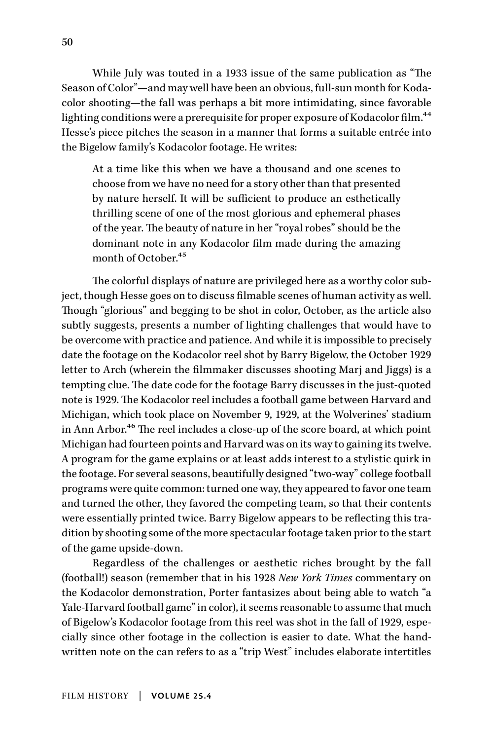While July was touted in a 1933 issue of the same publication as "The Season of Color"—and may well have been an obvious, full-sun month for Kodacolor shooting—the fall was perhaps a bit more intimidating, since favorable lighting conditions were a prerequisite for proper exposure of Kodacolor film.[44] Hesse's piece pitches the season in a manner that forms a suitable entrée into the Bigelow family's Kodacolor footage. He writes:

> At a time like this when we have a thousand and one scenes to choose from we have no need for a story other than that presented by nature herself. It will be sufficient to produce an esthetically thrilling scene of one of the most glorious and ephemeral phases of the year. The beauty of nature in her "royal robes" should be the dominant note in any Kodacolor film made during the amazing month of October.[45]

The colorful displays of nature are privileged here as a worthy color subject, though Hesse goes on to discuss filmable scenes of human activity as well. Though "glorious" and begging to be shot in color, October, as the article also subtly suggests, presents a number of lighting challenges that would have to be overcome with practice and patience. And while it is impossible to precisely date the footage on the Kodacolor reel shot by Barry Bigelow, the October 1929 letter to Arch (wherein the filmmaker discusses shooting Marj and Jiggs) is a tempting clue. The date code for the footage Barry discusses in the just-quoted note is 1929. The Kodacolor reel includes a football game between Harvard and Michigan, which took place on November 9, 1929, at the Wolverines' stadium in Ann Arbor.[46] The reel includes a close-up of the score board, at which point Michigan had fourteen points and Harvard was on its way to gaining its twelve. A program for the game explains or at least adds interest to a stylistic quirk in the footage. For several seasons, beautifully designed "two-way" college football programs were quite common: turned one way, they appeared to favor one team and turned the other, they favored the competing team, so that their contents were essentially printed twice. Barry Bigelow appears to be reflecting this tradition by shooting some of the more spectacular footage taken prior to the start of the game upside-down.

Regardless of the challenges or aesthetic riches brought by the fall (football!) season (remember that in his 1928 *New York Times* commentary on the Kodacolor demonstration, Porter fantasizes about being able to watch "a Yale-Harvard football game" in color), it seems reasonable to assume that much of Bigelow's Kodacolor footage from this reel was shot in the fall of 1929, especially since other footage in the collection is easier to date. What the handwritten note on the can refers to as a "trip West" includes elaborate intertitles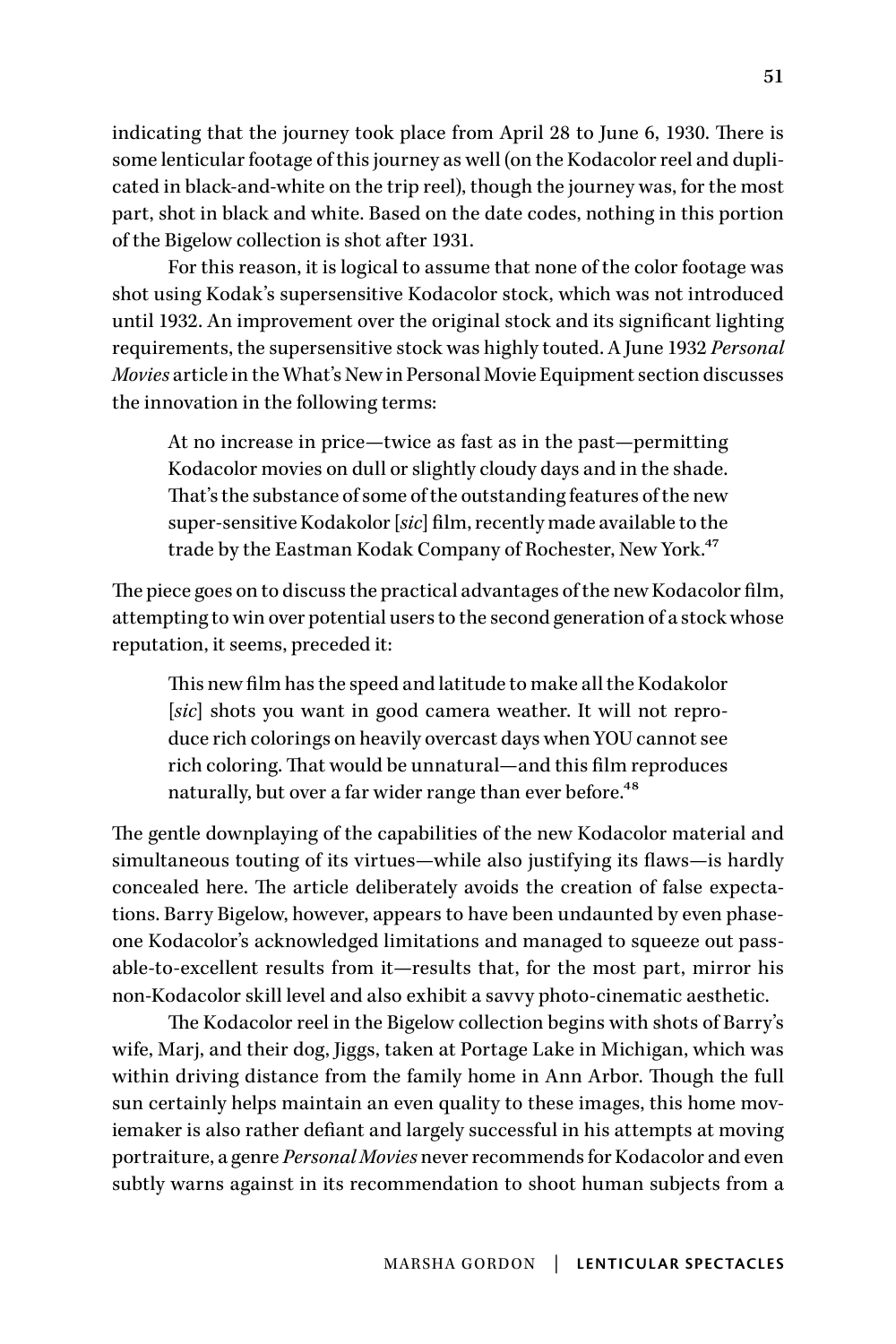indicating that the journey took place from April 28 to June 6, 1930. There is some lenticular footage of this journey as well (on the Kodacolor reel and duplicated in black-and-white on the trip reel), though the journey was, for the most part, shot in black and white. Based on the date codes, nothing in this portion of the Bigelow collection is shot after 1931.

For this reason, it is logical to assume that none of the color footage was shot using Kodak's supersensitive Kodacolor stock, which was not introduced until 1932. An improvement over the original stock and its significant lighting requirements, the supersensitive stock was highly touted. A June 1932 *Personal Movies* article in the What's New in Personal Movie Equipment section discusses the innovation in the following terms:

> At no increase in price—twice as fast as in the past—permitting Kodacolor movies on dull or slightly cloudy days and in the shade. That's the substance of some of the outstanding features of the new super-sensitive Kodakolor [*sic*] film, recently made available to the trade by the Eastman Kodak Company of Rochester, New York.[47]

The piece goes on to discuss the practical advantages of the new Kodacolor film, attempting to win over potential users to the second generation of a stock whose reputation, it seems, preceded it:

> This new film has the speed and latitude to make all the Kodakolor [*sic*] shots you want in good camera weather. It will not reproduce rich colorings on heavily overcast days when YOU cannot see rich coloring. That would be unnatural—and this film reproduces naturally, but over a far wider range than ever before.[48]

The gentle downplaying of the capabilities of the new Kodacolor material and simultaneous touting of its virtues—while also justifying its flaws—is hardly concealed here. The article deliberately avoids the creation of false expectations. Barry Bigelow, however, appears to have been undaunted by even phase-one Kodacolor's acknowledged limitations and managed to squeeze out passable-to-excellent results from it—results that, for the most part, mirror his non-Kodacolor skill level and also exhibit a savvy photo-cinematic aesthetic.

The Kodacolor reel in the Bigelow collection begins with shots of Barry's wife, Marj, and their dog, Jiggs, taken at Portage Lake in Michigan, which was within driving distance from the family home in Ann Arbor. Though the full sun certainly helps maintain an even quality to these images, this home moviemaker is also rather defiant and largely successful in his attempts at moving portraiture, a genre *Personal Movies* never recommends for Kodacolor and even subtly warns against in its recommendation to shoot human subjects from a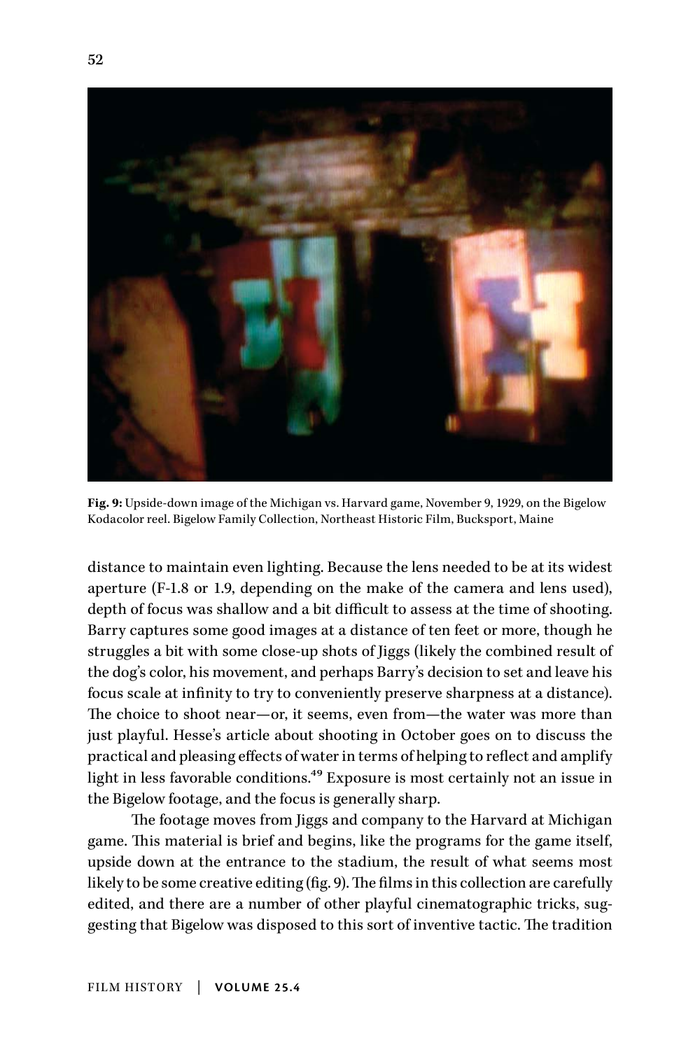**Fig. 9:** Upside-down image of the Michigan vs. Harvard game, November 9, 1929, on the Bigelow Kodacolor reel. Bigelow Family Collection, Northeast Historic Film, Bucksport, Maine

distance to maintain even lighting. Because the lens needed to be at its widest aperture (F-1.8 or 1.9, depending on the make of the camera and lens used), depth of focus was shallow and a bit difficult to assess at the time of shooting. Barry captures some good images at a distance of ten feet or more, though he struggles a bit with some close-up shots of Jiggs (likely the combined result of the dog's color, his movement, and perhaps Barry's decision to set and leave his focus scale at infinity to try to conveniently preserve sharpness at a distance). The choice to shoot near—or, it seems, even from—the water was more than just playful. Hesse's article about shooting in October goes on to discuss the practical and pleasing effects of water in terms of helping to reflect and amplify light in less favorable conditions.[49] Exposure is most certainly not an issue in the Bigelow footage, and the focus is generally sharp.

The footage moves from Jiggs and company to the Harvard at Michigan game. This material is brief and begins, like the programs for the game itself, upside down at the entrance to the stadium, the result of what seems most likely to be some creative editing (fig. 9). The films in this collection are carefully edited, and there are a number of other playful cinematographic tricks, suggesting that Bigelow was disposed to this sort of inventive tactic. The tradition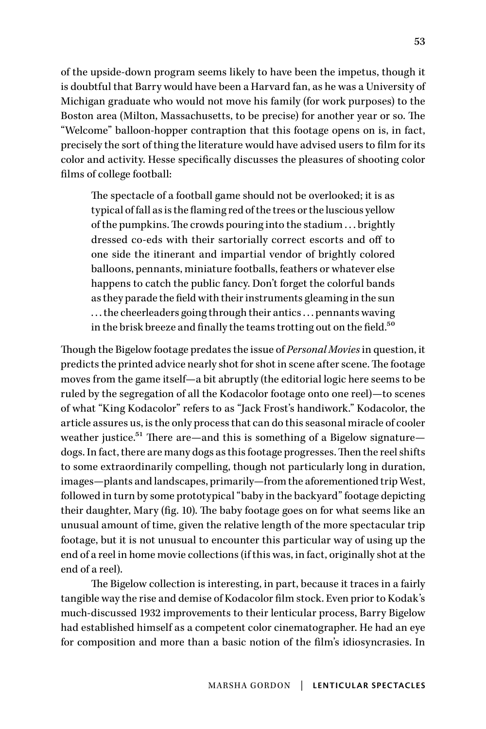of the upside-down program seems likely to have been the impetus, though it is doubtful that Barry would have been a Harvard fan, as he was a University of Michigan graduate who would not move his family (for work purposes) to the Boston area (Milton, Massachusetts, to be precise) for another year or so. The "Welcome" balloon-hopper contraption that this footage opens on is, in fact, precisely the sort of thing the literature would have advised users to film for its color and activity. Hesse specifically discusses the pleasures of shooting color films of college football:

> The spectacle of a football game should not be overlooked; it is as typical of fall as is the flaming red of the trees or the luscious yellow of the pumpkins. The crowds pouring into the stadium . . . brightly dressed co-eds with their sartorially correct escorts and off to one side the itinerant and impartial vendor of brightly colored balloons, pennants, miniature footballs, feathers or whatever else happens to catch the public fancy. Don't forget the colorful bands as they parade the field with their instruments gleaming in the sun . . . the cheerleaders going through their antics . . . pennants waving in the brisk breeze and finally the teams trotting out on the field.[50]

Though the Bigelow footage predates the issue of *Personal Movies* in question, it predicts the printed advice nearly shot for shot in scene after scene. The footage moves from the game itself—a bit abruptly (the editorial logic here seems to be ruled by the segregation of all the Kodacolor footage onto one reel)—to scenes of what "King Kodacolor" refers to as "Jack Frost's handiwork." Kodacolor, the article assures us, is the only process that can do this seasonal miracle of cooler weather justice.[51] There are—and this is something of a Bigelow signature—dogs. In fact, there are many dogs as this footage progresses. Then the reel shifts to some extraordinarily compelling, though not particularly long in duration, images—plants and landscapes, primarily—from the aforementioned trip West, followed in turn by some prototypical "baby in the backyard" footage depicting their daughter, Mary (fig. 10). The baby footage goes on for what seems like an unusual amount of time, given the relative length of the more spectacular trip footage, but it is not unusual to encounter this particular way of using up the end of a reel in home movie collections (if this was, in fact, originally shot at the end of a reel).

The Bigelow collection is interesting, in part, because it traces in a fairly tangible way the rise and demise of Kodacolor film stock. Even prior to Kodak's much-discussed 1932 improvements to their lenticular process, Barry Bigelow had established himself as a competent color cinematographer. He had an eye for composition and more than a basic notion of the film's idiosyncrasies. In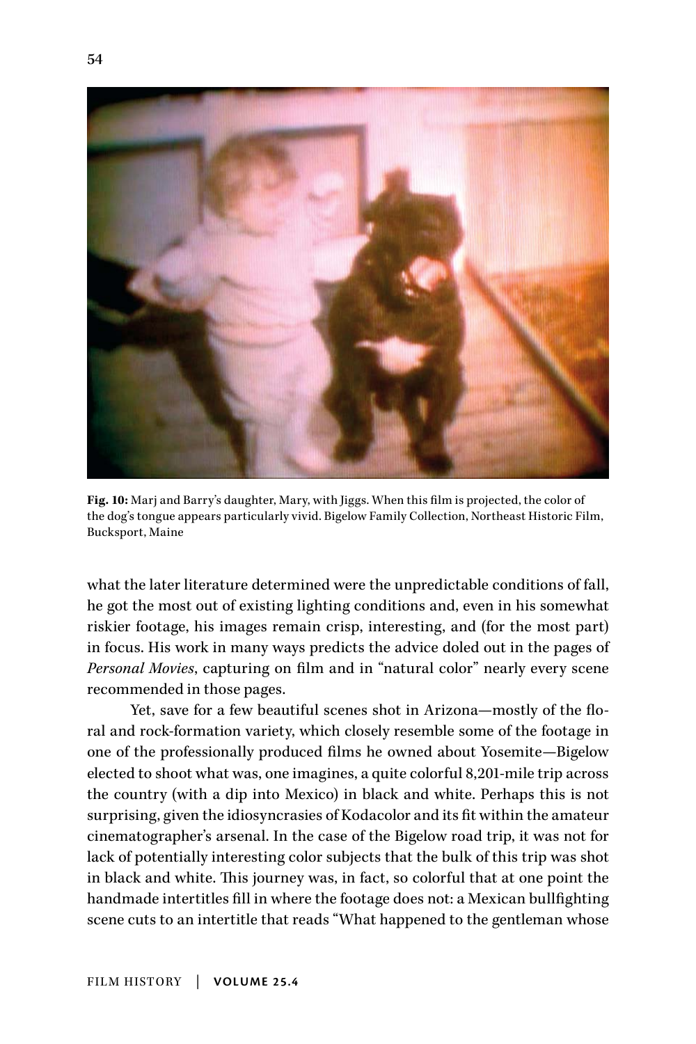**Fig. 10:** Marj and Barry's daughter, Mary, with Jiggs. When this film is projected, the color of the dog's tongue appears particularly vivid. Bigelow Family Collection, Northeast Historic Film, Bucksport, Maine

what the later literature determined were the unpredictable conditions of fall, he got the most out of existing lighting conditions and, even in his somewhat riskier footage, his images remain crisp, interesting, and (for the most part) in focus. His work in many ways predicts the advice doled out in the pages of *Personal Movies*, capturing on film and in "natural color" nearly every scene recommended in those pages.

Yet, save for a few beautiful scenes shot in Arizona—mostly of the floral and rock-formation variety, which closely resemble some of the footage in one of the professionally produced films he owned about Yosemite—Bigelow elected to shoot what was, one imagines, a quite colorful 8,201-mile trip across the country (with a dip into Mexico) in black and white. Perhaps this is not surprising, given the idiosyncrasies of Kodacolor and its fit within the amateur cinematographer's arsenal. In the case of the Bigelow road trip, it was not for lack of potentially interesting color subjects that the bulk of this trip was shot in black and white. This journey was, in fact, so colorful that at one point the handmade intertitles fill in where the footage does not: a Mexican bullfighting scene cuts to an intertitle that reads "What happened to the gentleman whose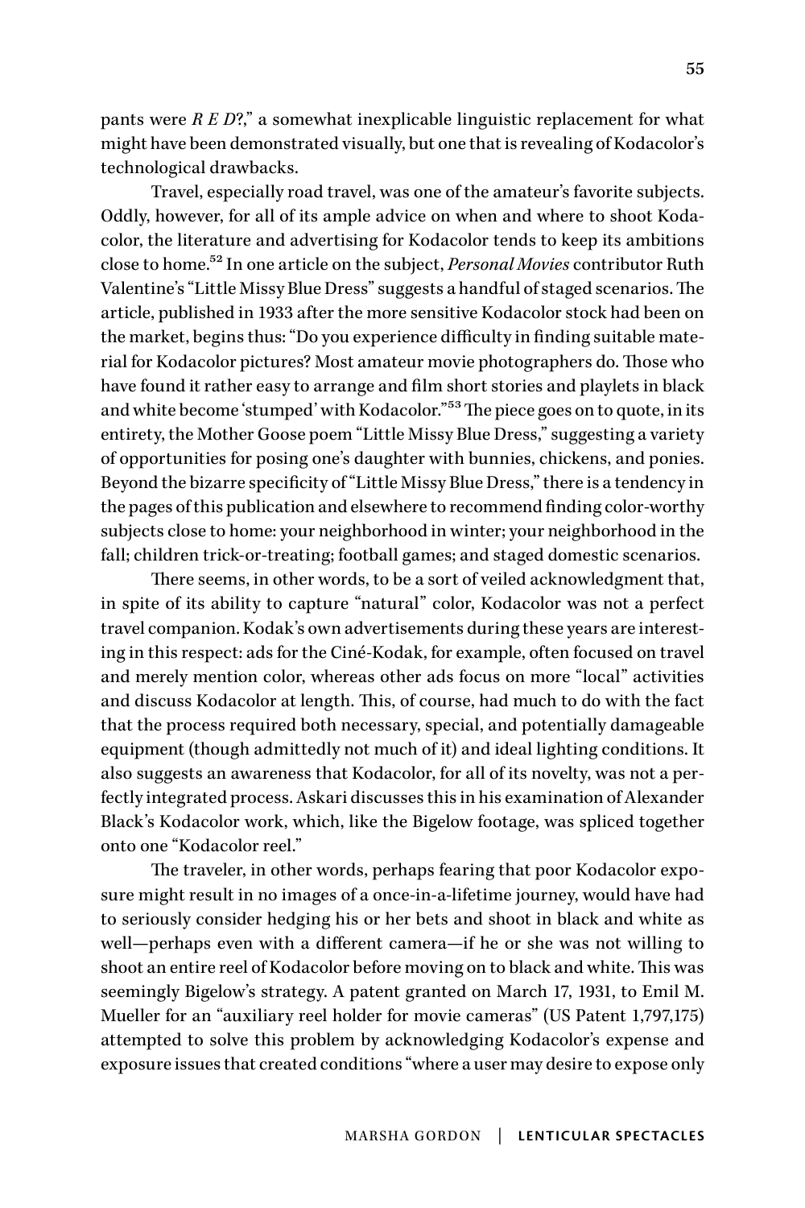pants were *R E D*?," a somewhat inexplicable linguistic replacement for what might have been demonstrated visually, but one that is revealing of Kodacolor's technological drawbacks.

Travel, especially road travel, was one of the amateur's favorite subjects. Oddly, however, for all of its ample advice on when and where to shoot Kodacolor, the literature and advertising for Kodacolor tends to keep its ambitions close to home.[52] In one article on the subject, *Personal Movies* contributor Ruth Valentine's "Little Missy Blue Dress" suggests a handful of staged scenarios. The article, published in 1933 after the more sensitive Kodacolor stock had been on the market, begins thus: "Do you experience difficulty in finding suitable material for Kodacolor pictures? Most amateur movie photographers do. Those who have found it rather easy to arrange and film short stories and playlets in black and white become 'stumped' with Kodacolor."[53] The piece goes on to quote, in its entirety, the Mother Goose poem "Little Missy Blue Dress," suggesting a variety of opportunities for posing one's daughter with bunnies, chickens, and ponies. Beyond the bizarre specificity of "Little Missy Blue Dress," there is a tendency in the pages of this publication and elsewhere to recommend finding color-worthy subjects close to home: your neighborhood in winter; your neighborhood in the fall; children trick-or-treating; football games; and staged domestic scenarios.

There seems, in other words, to be a sort of veiled acknowledgment that, in spite of its ability to capture "natural" color, Kodacolor was not a perfect travel companion. Kodak's own advertisements during these years are interesting in this respect: ads for the Ciné-Kodak, for example, often focused on travel and merely mention color, whereas other ads focus on more "local" activities and discuss Kodacolor at length. This, of course, had much to do with the fact that the process required both necessary, special, and potentially damageable equipment (though admittedly not much of it) and ideal lighting conditions. It also suggests an awareness that Kodacolor, for all of its novelty, was not a perfectly integrated process. Askari discusses this in his examination of Alexander Black's Kodacolor work, which, like the Bigelow footage, was spliced together onto one "Kodacolor reel."

The traveler, in other words, perhaps fearing that poor Kodacolor exposure might result in no images of a once-in-a-lifetime journey, would have had to seriously consider hedging his or her bets and shoot in black and white as well—perhaps even with a different camera—if he or she was not willing to shoot an entire reel of Kodacolor before moving on to black and white. This was seemingly Bigelow's strategy. A patent granted on March 17, 1931, to Emil M. Mueller for an "auxiliary reel holder for movie cameras" (US Patent 1,797,175) attempted to solve this problem by acknowledging Kodacolor's expense and exposure issues that created conditions "where a user may desire to expose only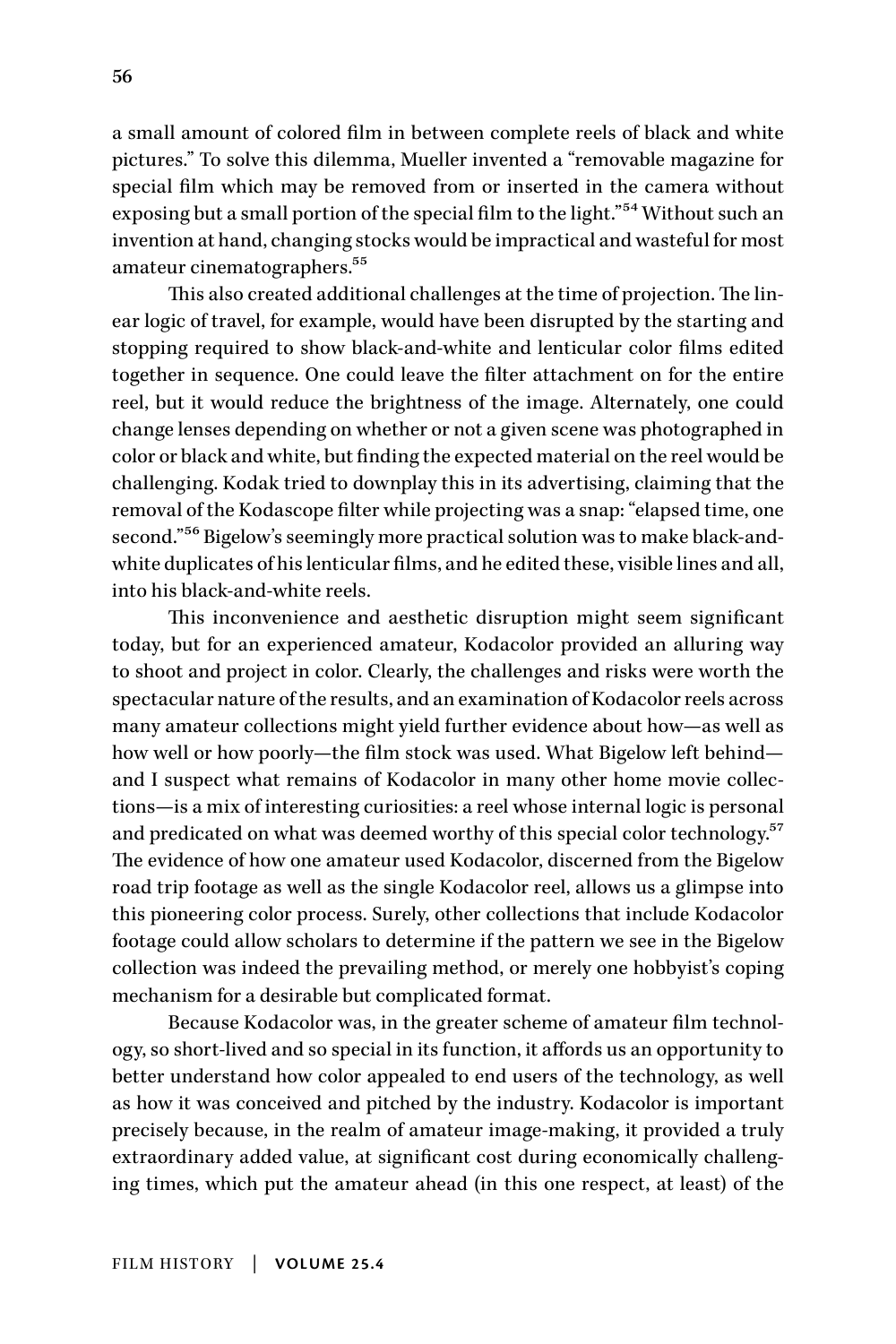a small amount of colored film in between complete reels of black and white pictures." To solve this dilemma, Mueller invented a "removable magazine for special film which may be removed from or inserted in the camera without exposing but a small portion of the special film to the light."[54] Without such an invention at hand, changing stocks would be impractical and wasteful for most amateur cinematographers.[55]

This also created additional challenges at the time of projection. The linear logic of travel, for example, would have been disrupted by the starting and stopping required to show black-and-white and lenticular color films edited together in sequence. One could leave the filter attachment on for the entire reel, but it would reduce the brightness of the image. Alternately, one could change lenses depending on whether or not a given scene was photographed in color or black and white, but finding the expected material on the reel would be challenging. Kodak tried to downplay this in its advertising, claiming that the removal of the Kodascope filter while projecting was a snap: "elapsed time, one second."[56] Bigelow's seemingly more practical solution was to make black-and-white duplicates of his lenticular films, and he edited these, visible lines and all, into his black-and-white reels.

This inconvenience and aesthetic disruption might seem significant today, but for an experienced amateur, Kodacolor provided an alluring way to shoot and project in color. Clearly, the challenges and risks were worth the spectacular nature of the results, and an examination of Kodacolor reels across many amateur collections might yield further evidence about how—as well as how well or how poorly—the film stock was used. What Bigelow left behind—and I suspect what remains of Kodacolor in many other home movie collections—is a mix of interesting curiosities: a reel whose internal logic is personal and predicated on what was deemed worthy of this special color technology.[57] The evidence of how one amateur used Kodacolor, discerned from the Bigelow road trip footage as well as the single Kodacolor reel, allows us a glimpse into this pioneering color process. Surely, other collections that include Kodacolor footage could allow scholars to determine if the pattern we see in the Bigelow collection was indeed the prevailing method, or merely one hobbyist's coping mechanism for a desirable but complicated format.

Because Kodacolor was, in the greater scheme of amateur film technology, so short-lived and so special in its function, it affords us an opportunity to better understand how color appealed to end users of the technology, as well as how it was conceived and pitched by the industry. Kodacolor is important precisely because, in the realm of amateur image-making, it provided a truly extraordinary added value, at significant cost during economically challenging times, which put the amateur ahead (in this one respect, at least) of the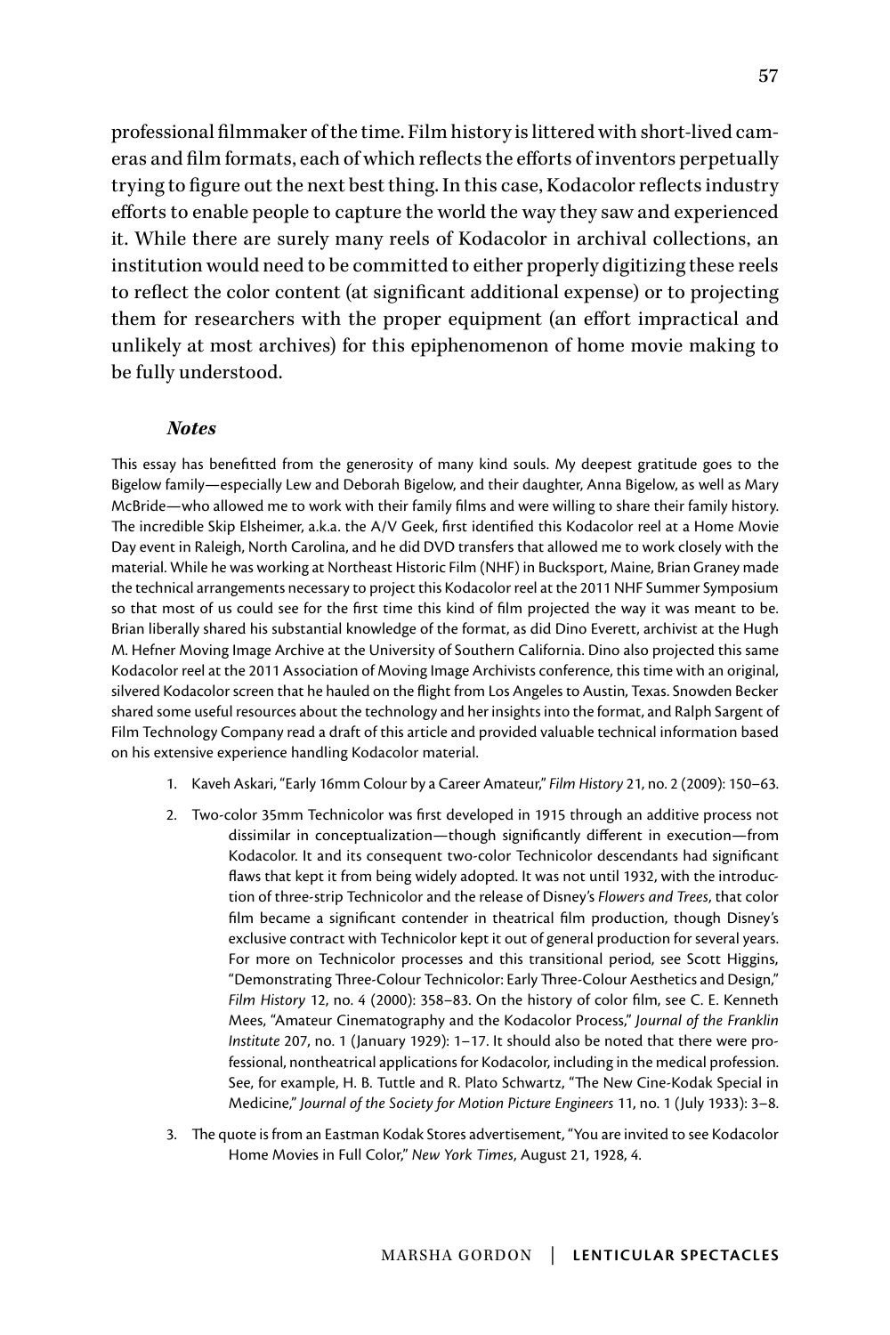professional filmmaker of the time. Film history is littered with short-lived cameras and film formats, each of which reflects the efforts of inventors perpetually trying to figure out the next best thing. In this case, Kodacolor reflects industry efforts to enable people to capture the world the way they saw and experienced it. While there are surely many reels of Kodacolor in archival collections, an institution would need to be committed to either properly digitizing these reels to reflect the color content (at significant additional expense) or to projecting them for researchers with the proper equipment (an effort impractical and unlikely at most archives) for this epiphenomenon of home movie making to be fully understood.

### *Notes*

This essay has benefitted from the generosity of many kind souls. My deepest gratitude goes to the Bigelow family—especially Lew and Deborah Bigelow, and their daughter, Anna Bigelow, as well as Mary McBride—who allowed me to work with their family films and were willing to share their family history. The incredible Skip Elsheimer, a.k.a. the A/V Geek, first identified this Kodacolor reel at a Home Movie Day event in Raleigh, North Carolina, and he did DVD transfers that allowed me to work closely with the material. While he was working at Northeast Historic Film (NHF) in Bucksport, Maine, Brian Graney made the technical arrangements necessary to project this Kodacolor reel at the 2011 NHF Summer Symposium so that most of us could see for the first time this kind of film projected the way it was meant to be. Brian liberally shared his substantial knowledge of the format, as did Dino Everett, archivist at the Hugh M. Hefner Moving Image Archive at the University of Southern California. Dino also projected this same Kodacolor reel at the 2011 Association of Moving Image Archivists conference, this time with an original, silvered Kodacolor screen that he hauled on the flight from Los Angeles to Austin, Texas. Snowden Becker shared some useful resources about the technology and her insights into the format, and Ralph Sargent of Film Technology Company read a draft of this article and provided valuable technical information based on his extensive experience handling Kodacolor material.

1. Kaveh Askari, "Early 16mm Colour by a Career Amateur," *Film History* 21, no. 2 (2009): 150–63.
2. Two-color 35mm Technicolor was first developed in 1915 through an additive process not dissimilar in conceptualization—though significantly different in execution—from Kodacolor. It and its consequent two-color Technicolor descendants had significant flaws that kept it from being widely adopted. It was not until 1932, with the introduction of three-strip Technicolor and the release of Disney's *Flowers and Trees*, that color film became a significant contender in theatrical film production, though Disney's exclusive contract with Technicolor kept it out of general production for several years. For more on Technicolor processes and this transitional period, see Scott Higgins, "Demonstrating Three-Colour Technicolor: Early Three-Colour Aesthetics and Design," *Film History* 12, no. 4 (2000): 358–83. On the history of color film, see C. E. Kenneth Mees, "Amateur Cinematography and the Kodacolor Process," *Journal of the Franklin Institute* 207, no. 1 (January 1929): 1–17. It should also be noted that there were professional, nontheatrical applications for Kodacolor, including in the medical profession. See, for example, H. B. Tuttle and R. Plato Schwartz, "The New Cine-Kodak Special in Medicine," *Journal of the Society for Motion Picture Engineers* 11, no. 1 (July 1933): 3–8.
3. The quote is from an Eastman Kodak Stores advertisement, "You are invited to see Kodacolor Home Movies in Full Color," *New York Times*, August 21, 1928, 4.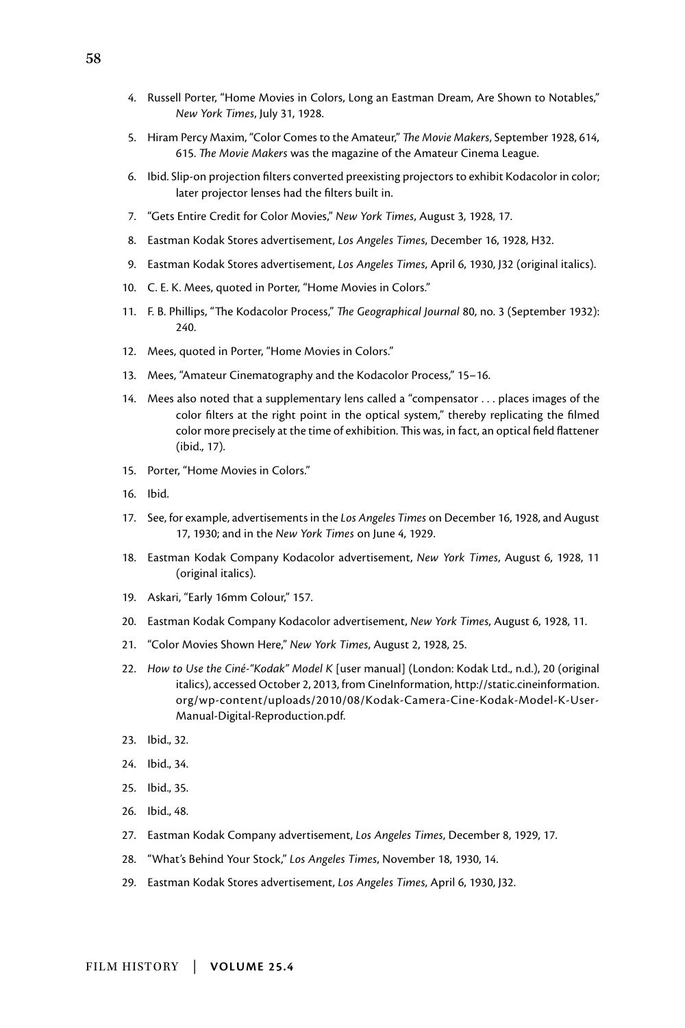4. Russell Porter, "Home Movies in Colors, Long an Eastman Dream, Are Shown to Notables," *New York Times*, July 31, 1928.
5. Hiram Percy Maxim, "Color Comes to the Amateur," *The Movie Makers*, September 1928, 614, 615. *The Movie Makers* was the magazine of the Amateur Cinema League.
6. Ibid. Slip-on projection filters converted preexisting projectors to exhibit Kodacolor in color; later projector lenses had the filters built in.
7. "Gets Entire Credit for Color Movies," *New York Times*, August 3, 1928, 17.
8. Eastman Kodak Stores advertisement, *Los Angeles Times*, December 16, 1928, H32.
9. Eastman Kodak Stores advertisement, *Los Angeles Times*, April 6, 1930, J32 (original italics).
10. C. E. K. Mees, quoted in Porter, "Home Movies in Colors."
11. F. B. Phillips, "The Kodacolor Process," *The Geographical Journal* 80, no. 3 (September 1932): 240.
12. Mees, quoted in Porter, "Home Movies in Colors."
13. Mees, "Amateur Cinematography and the Kodacolor Process," 15–16.
14. Mees also noted that a supplementary lens called a "compensator . . . places images of the color filters at the right point in the optical system," thereby replicating the filmed color more precisely at the time of exhibition. This was, in fact, an optical field flattener (ibid., 17).
15. Porter, "Home Movies in Colors."
16. Ibid.
17. See, for example, advertisements in the *Los Angeles Times* on December 16, 1928, and August 17, 1930; and in the *New York Times* on June 4, 1929.
18. Eastman Kodak Company Kodacolor advertisement, *New York Times*, August 6, 1928, 11 (original italics).
19. Askari, "Early 16mm Colour," 157.
20. Eastman Kodak Company Kodacolor advertisement, *New York Times*, August 6, 1928, 11.
21. "Color Movies Shown Here," *New York Times*, August 2, 1928, 25.
22. *How to Use the Ciné-"Kodak" Model K* [user manual] (London: Kodak Ltd., n.d.), 20 (original italics), accessed October 2, 2013, from CineInformation, http://static.cineinformation.org/wp-content/uploads/2010/08/Kodak-Camera-Cine-Kodak-Model-K-User-Manual-Digital-Reproduction.pdf.
23. Ibid., 32.
24. Ibid., 34.
25. Ibid., 35.
26. Ibid., 48.
27. Eastman Kodak Company advertisement, *Los Angeles Times*, December 8, 1929, 17.
28. "What's Behind Your Stock," *Los Angeles Times*, November 18, 1930, 14.
29. Eastman Kodak Stores advertisement, *Los Angeles Times*, April 6, 1930, J32.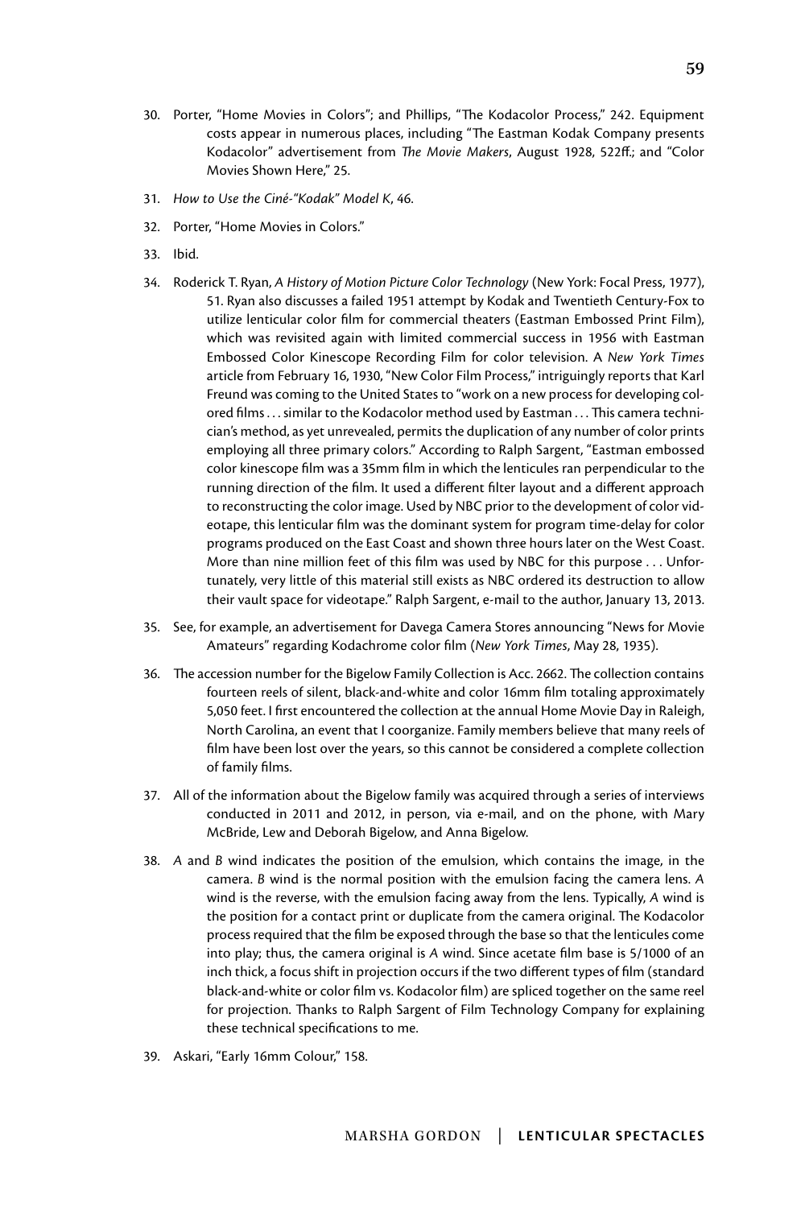30. Porter, "Home Movies in Colors"; and Phillips, "The Kodacolor Process," 242. Equipment costs appear in numerous places, including "The Eastman Kodak Company presents Kodacolor" advertisement from *The Movie Makers*, August 1928, 522ff.; and "Color Movies Shown Here," 25.

31. *How to Use the Ciné-"Kodak" Model K*, 46.

32. Porter, "Home Movies in Colors."

33. Ibid.

34. Roderick T. Ryan, *A History of Motion Picture Color Technology* (New York: Focal Press, 1977), 51. Ryan also discusses a failed 1951 attempt by Kodak and Twentieth Century-Fox to utilize lenticular color film for commercial theaters (Eastman Embossed Print Film), which was revisited again with limited commercial success in 1956 with Eastman Embossed Color Kinescope Recording Film for color television. A *New York Times* article from February 16, 1930, "New Color Film Process," intriguingly reports that Karl Freund was coming to the United States to "work on a new process for developing colored films . . . similar to the Kodacolor method used by Eastman . . . This camera technician's method, as yet unrevealed, permits the duplication of any number of color prints employing all three primary colors." According to Ralph Sargent, "Eastman embossed color kinescope film was a 35mm film in which the lenticules ran perpendicular to the running direction of the film. It used a different filter layout and a different approach to reconstructing the color image. Used by NBC prior to the development of color videotape, this lenticular film was the dominant system for program time-delay for color programs produced on the East Coast and shown three hours later on the West Coast. More than nine million feet of this film was used by NBC for this purpose . . . Unfortunately, very little of this material still exists as NBC ordered its destruction to allow their vault space for videotape." Ralph Sargent, e-mail to the author, January 13, 2013.

35. See, for example, an advertisement for Davega Camera Stores announcing "News for Movie Amateurs" regarding Kodachrome color film (*New York Times*, May 28, 1935).

36. The accession number for the Bigelow Family Collection is Acc. 2662. The collection contains fourteen reels of silent, black-and-white and color 16mm film totaling approximately 5,050 feet. I first encountered the collection at the annual Home Movie Day in Raleigh, North Carolina, an event that I coorganize. Family members believe that many reels of film have been lost over the years, so this cannot be considered a complete collection of family films.

37. All of the information about the Bigelow family was acquired through a series of interviews conducted in 2011 and 2012, in person, via e-mail, and on the phone, with Mary McBride, Lew and Deborah Bigelow, and Anna Bigelow.

38. *A* and *B* wind indicates the position of the emulsion, which contains the image, in the camera. *B* wind is the normal position with the emulsion facing the camera lens. *A* wind is the reverse, with the emulsion facing away from the lens. Typically, *A* wind is the position for a contact print or duplicate from the camera original. The Kodacolor process required that the film be exposed through the base so that the lenticules come into play; thus, the camera original is *A* wind. Since acetate film base is 5/1000 of an inch thick, a focus shift in projection occurs if the two different types of film (standard black-and-white or color film vs. Kodacolor film) are spliced together on the same reel for projection. Thanks to Ralph Sargent of Film Technology Company for explaining these technical specifications to me.

39. Askari, "Early 16mm Colour," 158.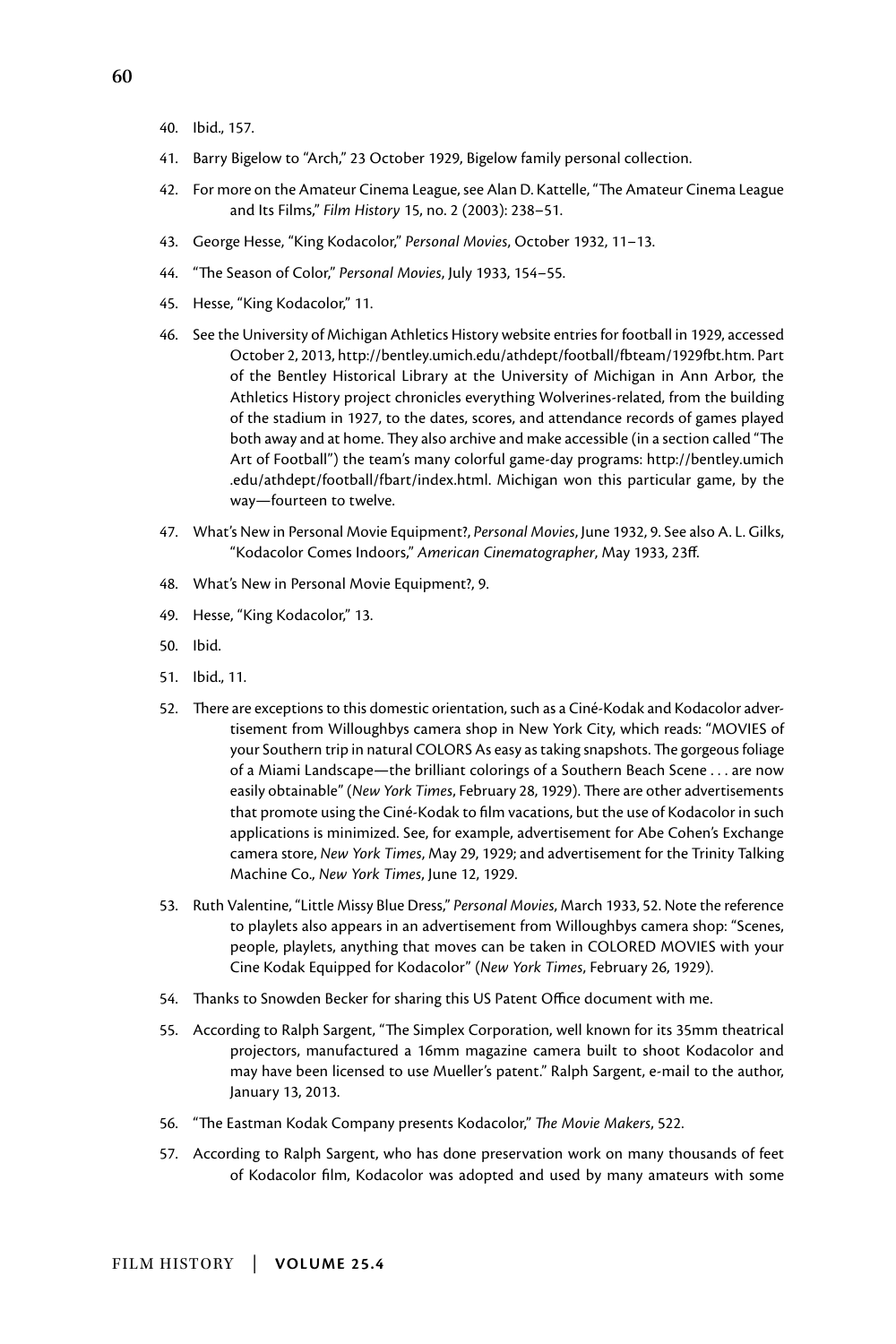40. Ibid., 157.

41. Barry Bigelow to "Arch," 23 October 1929, Bigelow family personal collection.

42. For more on the Amateur Cinema League, see Alan D. Kattelle, "The Amateur Cinema League and Its Films," *Film History* 15, no. 2 (2003): 238–51.

43. George Hesse, "King Kodacolor," *Personal Movies*, October 1932, 11–13.

44. "The Season of Color," *Personal Movies*, July 1933, 154–55.

45. Hesse, "King Kodacolor," 11.

46. See the University of Michigan Athletics History website entries for football in 1929, accessed October 2, 2013, http://bentley.umich.edu/athdept/football/fbteam/1929fbt.htm. Part of the Bentley Historical Library at the University of Michigan in Ann Arbor, the Athletics History project chronicles everything Wolverines-related, from the building of the stadium in 1927, to the dates, scores, and attendance records of games played both away and at home. They also archive and make accessible (in a section called "The Art of Football") the team's many colorful game-day programs: http://bentley.umich.edu/athdept/football/fbart/index.html. Michigan won this particular game, by the way—fourteen to twelve.

47. What's New in Personal Movie Equipment?, *Personal Movies*, June 1932, 9. See also A. L. Gilks, "Kodacolor Comes Indoors," *American Cinematographer*, May 1933, 23ff.

48. What's New in Personal Movie Equipment?, 9.

49. Hesse, "King Kodacolor," 13.

50. Ibid.

51. Ibid., 11.

52. There are exceptions to this domestic orientation, such as a Ciné-Kodak and Kodacolor advertisement from Willoughbys camera shop in New York City, which reads: "MOVIES of your Southern trip in natural COLORS As easy as taking snapshots. The gorgeous foliage of a Miami Landscape—the brilliant colorings of a Southern Beach Scene . . . are now easily obtainable" (*New York Times*, February 28, 1929). There are other advertisements that promote using the Ciné-Kodak to film vacations, but the use of Kodacolor in such applications is minimized. See, for example, advertisement for Abe Cohen's Exchange camera store, *New York Times*, May 29, 1929; and advertisement for the Trinity Talking Machine Co., *New York Times*, June 12, 1929.

53. Ruth Valentine, "Little Missy Blue Dress," *Personal Movies*, March 1933, 52. Note the reference to playlets also appears in an advertisement from Willoughbys camera shop: "Scenes, people, playlets, anything that moves can be taken in COLORED MOVIES with your Cine Kodak Equipped for Kodacolor" (*New York Times*, February 26, 1929).

54. Thanks to Snowden Becker for sharing this US Patent Office document with me.

55. According to Ralph Sargent, "The Simplex Corporation, well known for its 35mm theatrical projectors, manufactured a 16mm magazine camera built to shoot Kodacolor and may have been licensed to use Mueller's patent." Ralph Sargent, e-mail to the author, January 13, 2013.

56. "The Eastman Kodak Company presents Kodacolor," *The Movie Makers*, 522.

57. According to Ralph Sargent, who has done preservation work on many thousands of feet of Kodacolor film, Kodacolor was adopted and used by many amateurs with some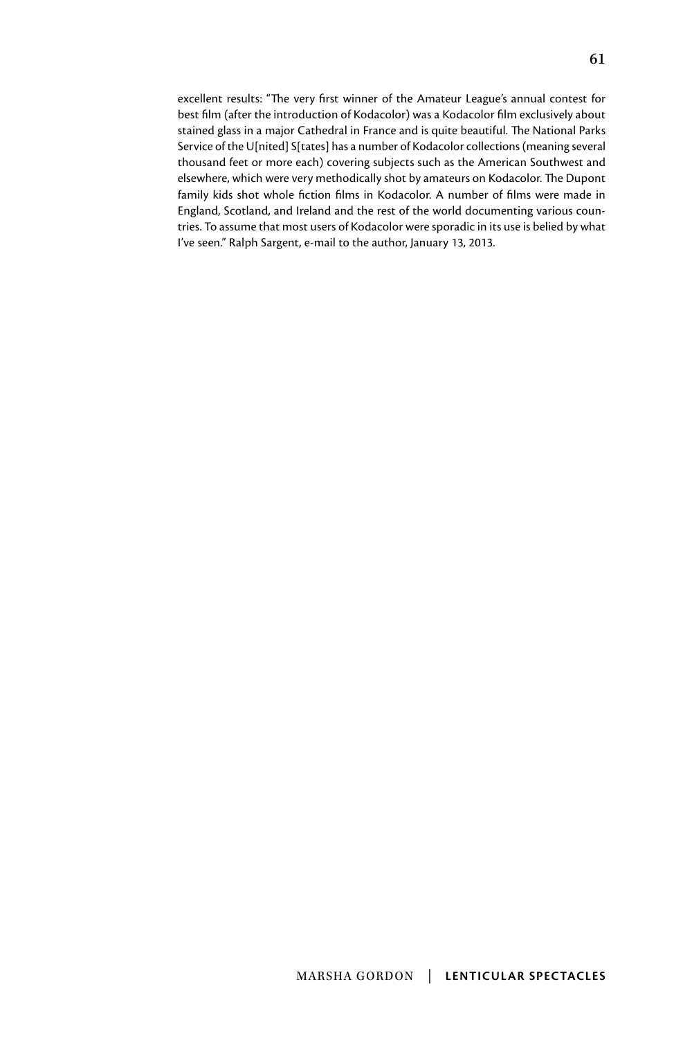excellent results: "The very first winner of the Amateur League's annual contest for best film (after the introduction of Kodacolor) was a Kodacolor film exclusively about stained glass in a major Cathedral in France and is quite beautiful. The National Parks Service of the U[nited] S[tates] has a number of Kodacolor collections (meaning several thousand feet or more each) covering subjects such as the American Southwest and elsewhere, which were very methodically shot by amateurs on Kodacolor. The Dupont family kids shot whole fiction films in Kodacolor. A number of films were made in England, Scotland, and Ireland and the rest of the world documenting various countries. To assume that most users of Kodacolor were sporadic in its use is belied by what I've seen." Ralph Sargent, e-mail to the author, January 13, 2013.